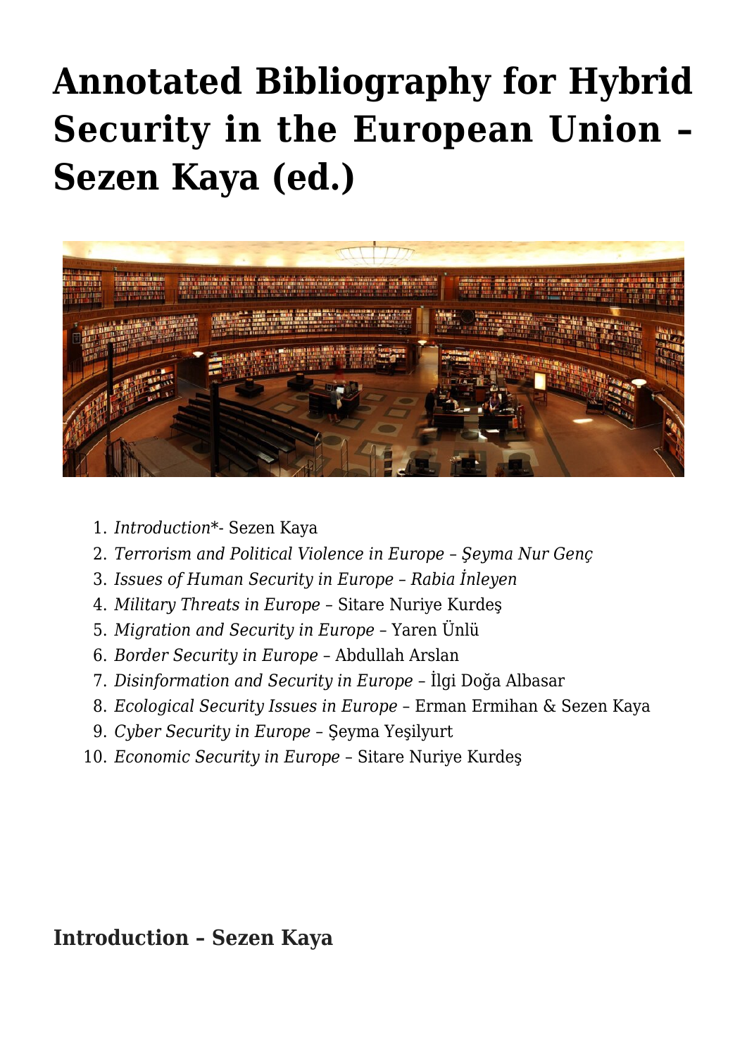# Annotated Bibliography for Hybrid Security in the European Union – Sezen Kaya (ed.)

1. *Introduction**- Sezen Kaya
2. *Terrorism and Political Violence in Europe – Şeyma Nur Genç*
3. *Issues of Human Security in Europe – Rabia İnleyen*
4. *Military Threats in Europe* – Sitare Nuriye Kurdeş
5. *Migration and Security in Europe* – Yaren Ünlü
6. *Border Security in Europe* – Abdullah Arslan
7. *Disinformation and Security in Europe* – İlgi Doğa Albasar
8. *Ecological Security Issues in Europe* – Erman Ermihan & Sezen Kaya
9. *Cyber Security in Europe* – Şeyma Yeşilyurt
10. *Economic Security in Europe* – Sitare Nuriye Kurdeş

## Introduction – Sezen Kaya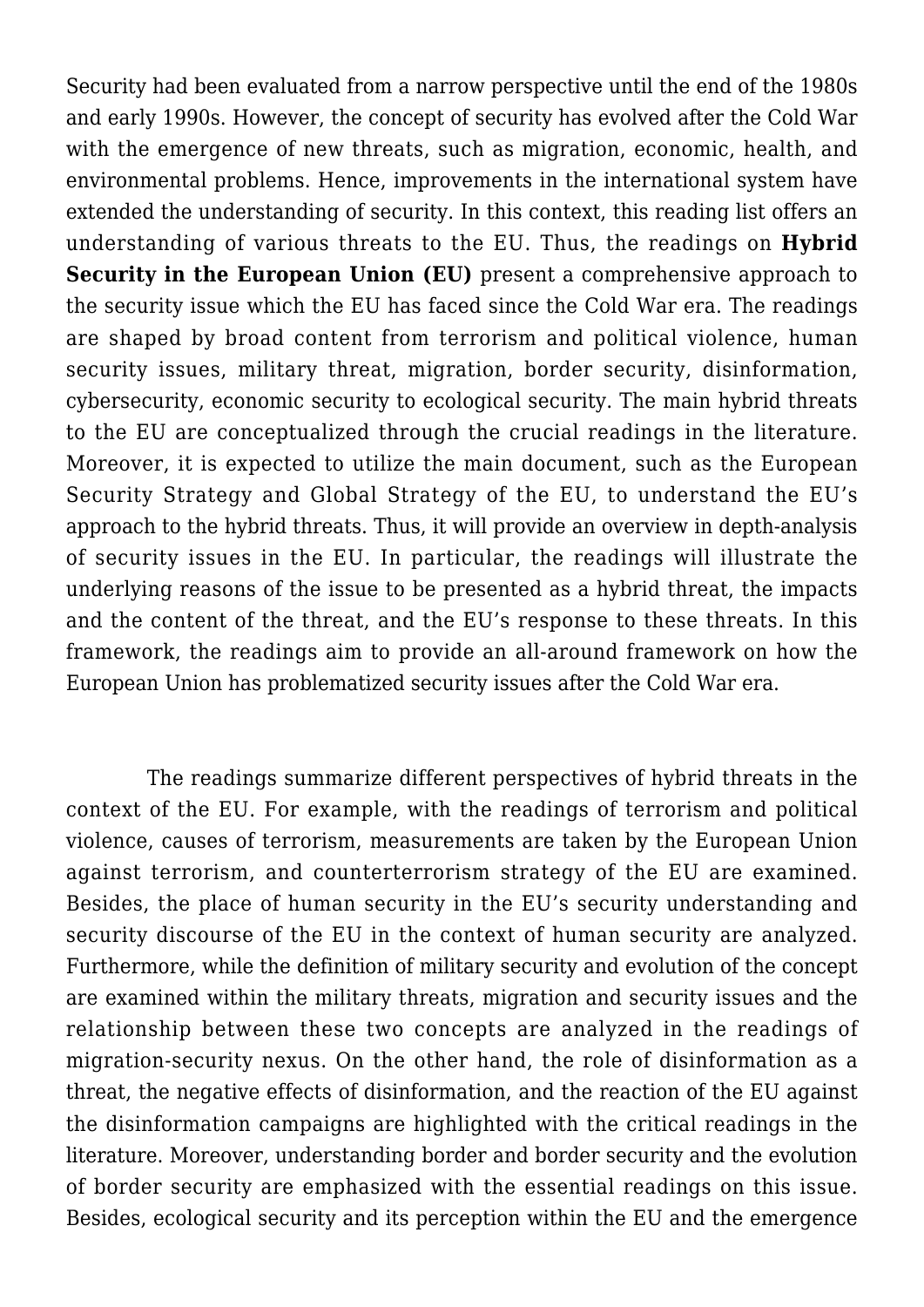Security had been evaluated from a narrow perspective until the end of the 1980s and early 1990s. However, the concept of security has evolved after the Cold War with the emergence of new threats, such as migration, economic, health, and environmental problems. Hence, improvements in the international system have extended the understanding of security. In this context, this reading list offers an understanding of various threats to the EU. Thus, the readings on **Hybrid Security in the European Union (EU)** present a comprehensive approach to the security issue which the EU has faced since the Cold War era. The readings are shaped by broad content from terrorism and political violence, human security issues, military threat, migration, border security, disinformation, cybersecurity, economic security to ecological security. The main hybrid threats to the EU are conceptualized through the crucial readings in the literature. Moreover, it is expected to utilize the main document, such as the European Security Strategy and Global Strategy of the EU, to understand the EU's approach to the hybrid threats. Thus, it will provide an overview in depth-analysis of security issues in the EU. In particular, the readings will illustrate the underlying reasons of the issue to be presented as a hybrid threat, the impacts and the content of the threat, and the EU's response to these threats. In this framework, the readings aim to provide an all-around framework on how the European Union has problematized security issues after the Cold War era.

The readings summarize different perspectives of hybrid threats in the context of the EU. For example, with the readings of terrorism and political violence, causes of terrorism, measurements are taken by the European Union against terrorism, and counterterrorism strategy of the EU are examined. Besides, the place of human security in the EU's security understanding and security discourse of the EU in the context of human security are analyzed. Furthermore, while the definition of military security and evolution of the concept are examined within the military threats, migration and security issues and the relationship between these two concepts are analyzed in the readings of migration-security nexus. On the other hand, the role of disinformation as a threat, the negative effects of disinformation, and the reaction of the EU against the disinformation campaigns are highlighted with the critical readings in the literature. Moreover, understanding border and border security and the evolution of border security are emphasized with the essential readings on this issue. Besides, ecological security and its perception within the EU and the emergence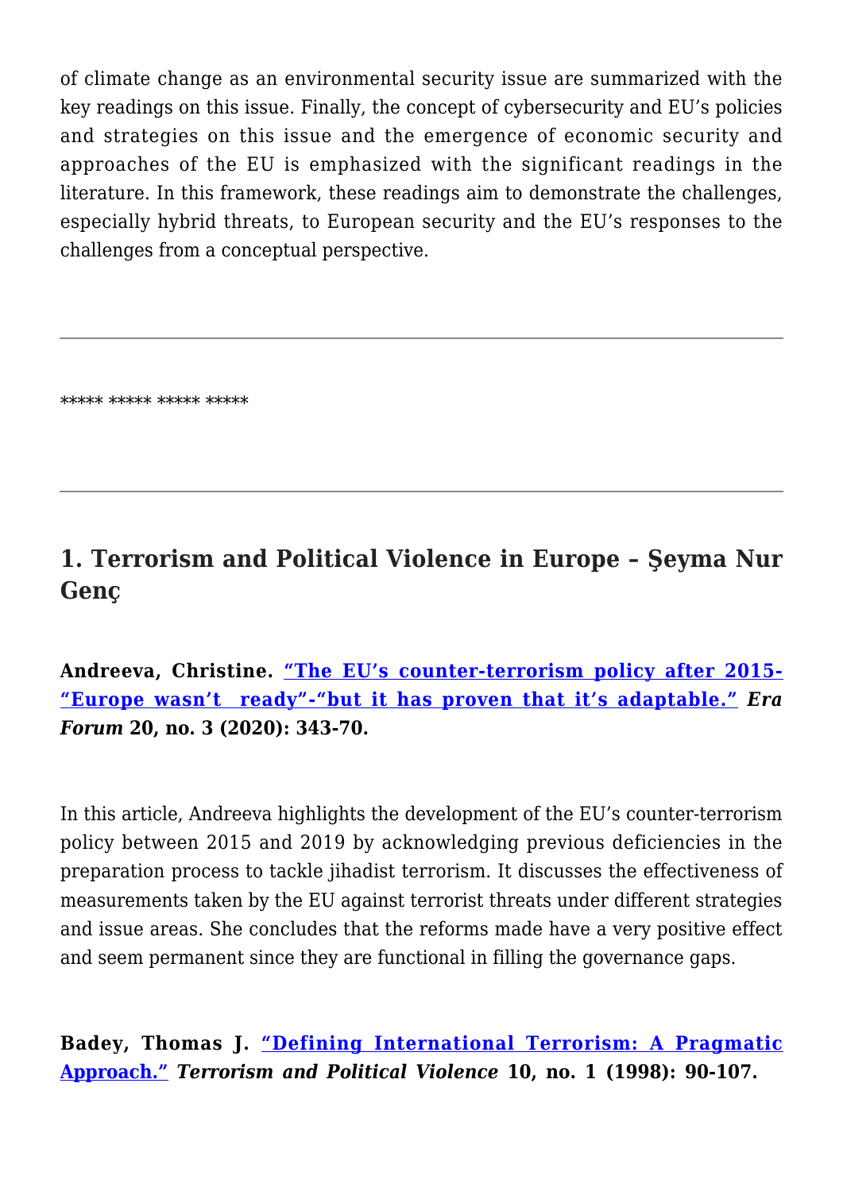of climate change as an environmental security issue are summarized with the key readings on this issue. Finally, the concept of cybersecurity and EU's policies and strategies on this issue and the emergence of economic security and approaches of the EU is emphasized with the significant readings in the literature. In this framework, these readings aim to demonstrate the challenges, especially hybrid threats, to European security and the EU's responses to the challenges from a conceptual perspective.

---

***** ***** ***** *****

---

## 1. Terrorism and Political Violence in Europe – Şeyma Nur Genç

**Andreeva, Christine. "The EU's counter-terrorism policy after 2015- "Europe wasn't ready"-"but it has proven that it's adaptable."** ***Era Forum*** **20, no. 3 (2020): 343-70.**

In this article, Andreeva highlights the development of the EU's counter-terrorism policy between 2015 and 2019 by acknowledging previous deficiencies in the preparation process to tackle jihadist terrorism. It discusses the effectiveness of measurements taken by the EU against terrorist threats under different strategies and issue areas. She concludes that the reforms made have a very positive effect and seem permanent since they are functional in filling the governance gaps.

**Badey, Thomas J. "Defining International Terrorism: A Pragmatic Approach."** ***Terrorism and Political Violence*** **10, no. 1 (1998): 90-107.**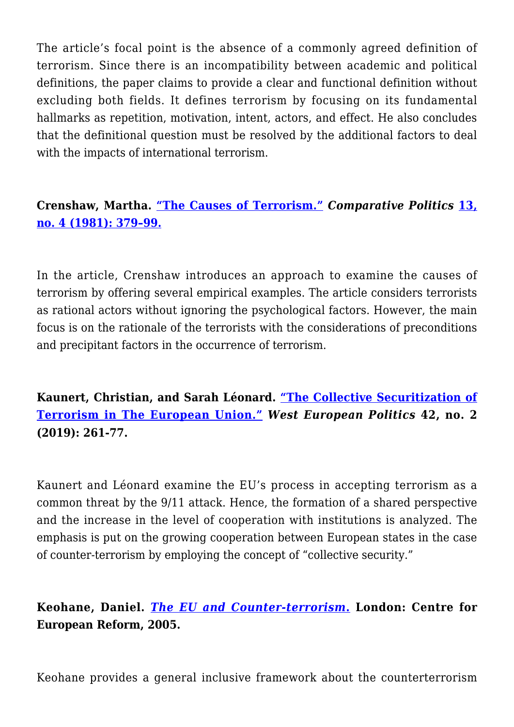The article's focal point is the absence of a commonly agreed definition of terrorism. Since there is an incompatibility between academic and political definitions, the paper claims to provide a clear and functional definition without excluding both fields. It defines terrorism by focusing on its fundamental hallmarks as repetition, motivation, intent, actors, and effect. He also concludes that the definitional question must be resolved by the additional factors to deal with the impacts of international terrorism.

**Crenshaw, Martha. "The Causes of Terrorism." *Comparative Politics* 13, no. 4 (1981): 379–99.**

In the article, Crenshaw introduces an approach to examine the causes of terrorism by offering several empirical examples. The article considers terrorists as rational actors without ignoring the psychological factors. However, the main focus is on the rationale of the terrorists with the considerations of preconditions and precipitant factors in the occurrence of terrorism.

**Kaunert, Christian, and Sarah Léonard. "The Collective Securitization of Terrorism in The European Union." *West European Politics* 42, no. 2 (2019): 261-77.**

Kaunert and Léonard examine the EU's process in accepting terrorism as a common threat by the 9/11 attack. Hence, the formation of a shared perspective and the increase in the level of cooperation with institutions is analyzed. The emphasis is put on the growing cooperation between European states in the case of counter-terrorism by employing the concept of "collective security."

**Keohane, Daniel. *The EU and Counter-terrorism.* London: Centre for European Reform, 2005.**

Keohane provides a general inclusive framework about the counterterrorism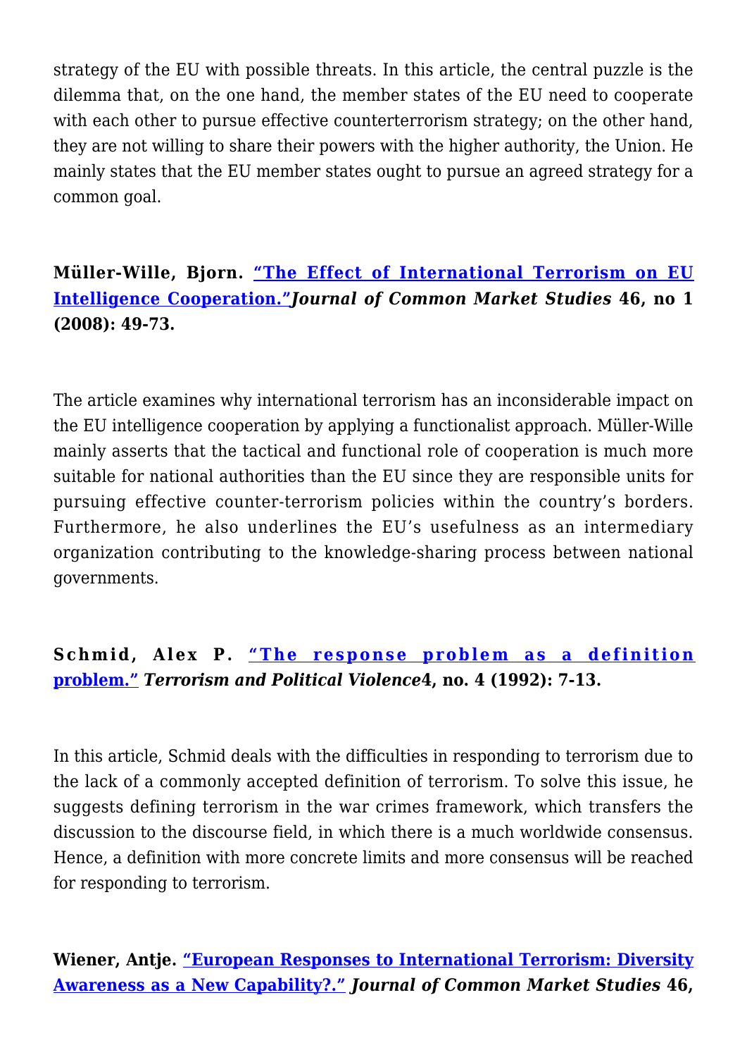strategy of the EU with possible threats. In this article, the central puzzle is the dilemma that, on the one hand, the member states of the EU need to cooperate with each other to pursue effective counterterrorism strategy; on the other hand, they are not willing to share their powers with the higher authority, the Union. He mainly states that the EU member states ought to pursue an agreed strategy for a common goal.

**Müller-Wille, Bjorn. "The Effect of International Terrorism on EU Intelligence Cooperation."*Journal of Common Market Studies* 46, no 1 (2008): 49-73.**

The article examines why international terrorism has an inconsiderable impact on the EU intelligence cooperation by applying a functionalist approach. Müller-Wille mainly asserts that the tactical and functional role of cooperation is much more suitable for national authorities than the EU since they are responsible units for pursuing effective counter-terrorism policies within the country's borders. Furthermore, he also underlines the EU's usefulness as an intermediary organization contributing to the knowledge-sharing process between national governments.

**Schmid, Alex P. "The response problem as a definition problem." *Terrorism and Political Violence*4, no. 4 (1992): 7-13.**

In this article, Schmid deals with the difficulties in responding to terrorism due to the lack of a commonly accepted definition of terrorism. To solve this issue, he suggests defining terrorism in the war crimes framework, which transfers the discussion to the discourse field, in which there is a much worldwide consensus. Hence, a definition with more concrete limits and more consensus will be reached for responding to terrorism.

**Wiener, Antje. "European Responses to International Terrorism: Diversity Awareness as a New Capability?." *Journal of Common Market Studies* 46,**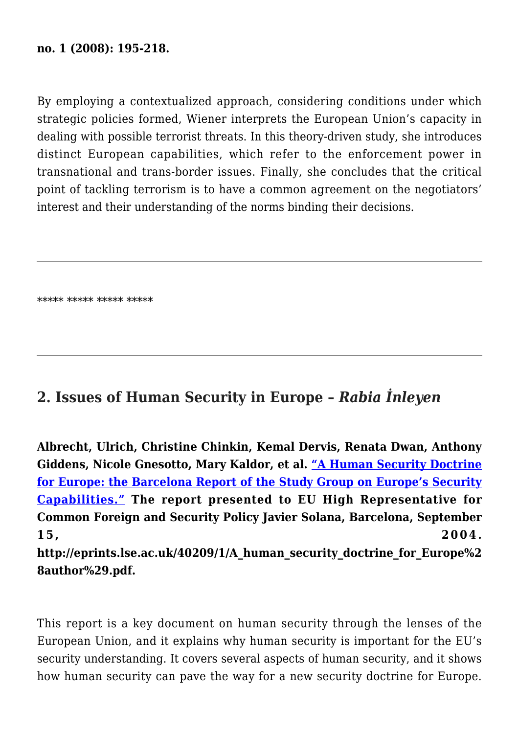**no. 1 (2008): 195-218.**

By employing a contextualized approach, considering conditions under which strategic policies formed, Wiener interprets the European Union's capacity in dealing with possible terrorist threats. In this theory-driven study, she introduces distinct European capabilities, which refer to the enforcement power in transnational and trans-border issues. Finally, she concludes that the critical point of tackling terrorism is to have a common agreement on the negotiators' interest and their understanding of the norms binding their decisions.

---

***** ***** ***** *****

---

## 2. Issues of Human Security in Europe – *Rabia İnleyen*

**Albrecht, Ulrich, Christine Chinkin, Kemal Dervis, Renata Dwan, Anthony Giddens, Nicole Gnesotto, Mary Kaldor, et al. "A Human Security Doctrine for Europe: the Barcelona Report of the Study Group on Europe's Security Capabilities." The report presented to EU High Representative for Common Foreign and Security Policy Javier Solana, Barcelona, September 15, 2004. http://eprints.lse.ac.uk/40209/1/A_human_security_doctrine_for_Europe%28author%29.pdf.**

This report is a key document on human security through the lenses of the European Union, and it explains why human security is important for the EU's security understanding. It covers several aspects of human security, and it shows how human security can pave the way for a new security doctrine for Europe.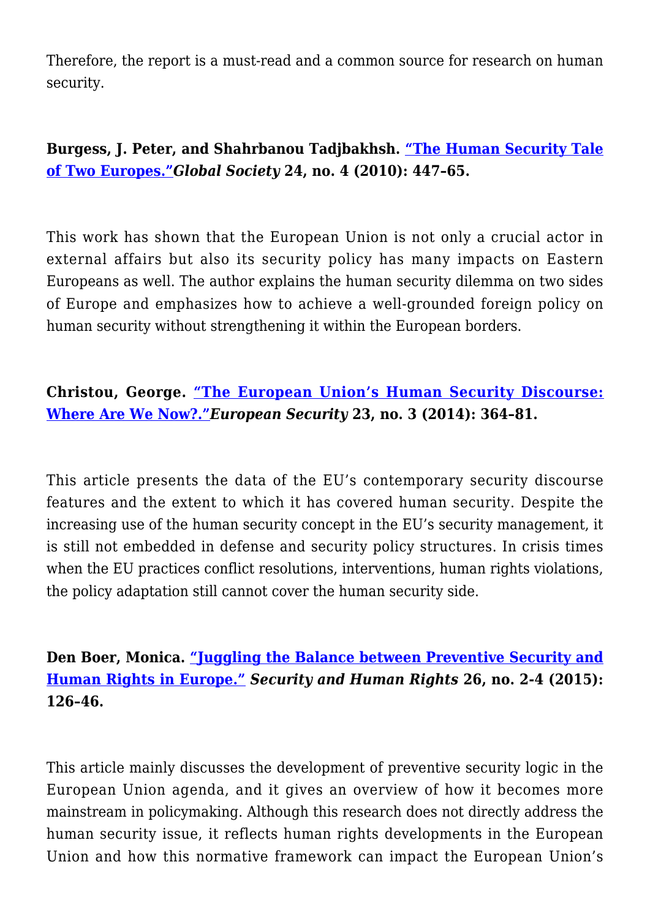Therefore, the report is a must-read and a common source for research on human security.

**Burgess, J. Peter, and Shahrbanou Tadjbakhsh. "The Human Security Tale of Two Europes."*Global Society* 24, no. 4 (2010): 447–65.**

This work has shown that the European Union is not only a crucial actor in external affairs but also its security policy has many impacts on Eastern Europeans as well. The author explains the human security dilemma on two sides of Europe and emphasizes how to achieve a well-grounded foreign policy on human security without strengthening it within the European borders.

**Christou, George. "The European Union's Human Security Discourse: Where Are We Now?."*European Security* 23, no. 3 (2014): 364–81.**

This article presents the data of the EU's contemporary security discourse features and the extent to which it has covered human security. Despite the increasing use of the human security concept in the EU's security management, it is still not embedded in defense and security policy structures. In crisis times when the EU practices conflict resolutions, interventions, human rights violations, the policy adaptation still cannot cover the human security side.

**Den Boer, Monica. "Juggling the Balance between Preventive Security and Human Rights in Europe." *Security and Human Rights* 26, no. 2-4 (2015): 126–46.**

This article mainly discusses the development of preventive security logic in the European Union agenda, and it gives an overview of how it becomes more mainstream in policymaking. Although this research does not directly address the human security issue, it reflects human rights developments in the European Union and how this normative framework can impact the European Union's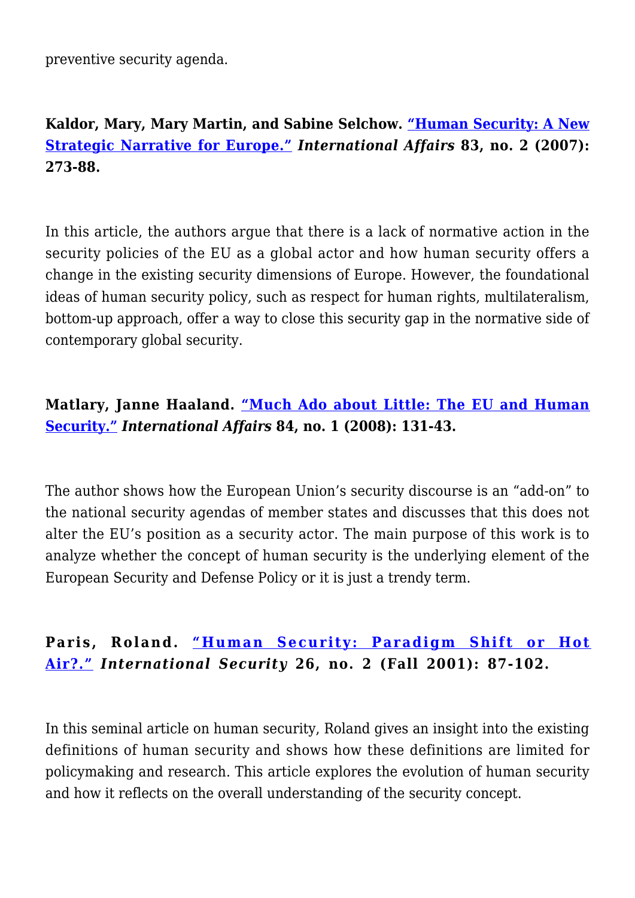preventive security agenda.

**Kaldor, Mary, Mary Martin, and Sabine Selchow. "Human Security: A New Strategic Narrative for Europe." *International Affairs* 83, no. 2 (2007): 273-88.**

In this article, the authors argue that there is a lack of normative action in the security policies of the EU as a global actor and how human security offers a change in the existing security dimensions of Europe. However, the foundational ideas of human security policy, such as respect for human rights, multilateralism, bottom-up approach, offer a way to close this security gap in the normative side of contemporary global security.

**Matlary, Janne Haaland. "Much Ado about Little: The EU and Human Security." *International Affairs* 84, no. 1 (2008): 131-43.**

The author shows how the European Union's security discourse is an "add-on" to the national security agendas of member states and discusses that this does not alter the EU's position as a security actor. The main purpose of this work is to analyze whether the concept of human security is the underlying element of the European Security and Defense Policy or it is just a trendy term.

**Paris, Roland. "Human Security: Paradigm Shift or Hot Air?." *International Security* 26, no. 2 (Fall 2001): 87-102.**

In this seminal article on human security, Roland gives an insight into the existing definitions of human security and shows how these definitions are limited for policymaking and research. This article explores the evolution of human security and how it reflects on the overall understanding of the security concept.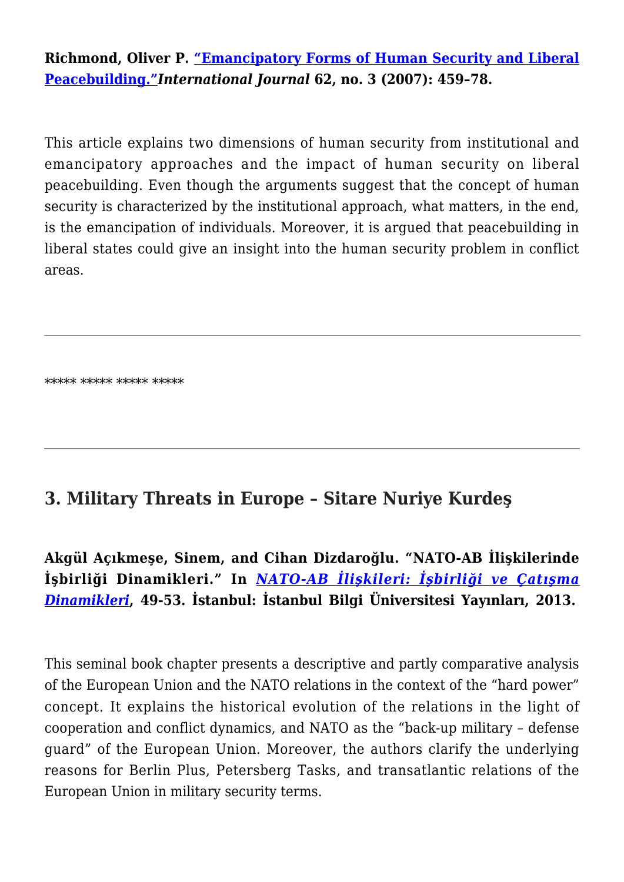**Richmond, Oliver P. "Emancipatory Forms of Human Security and Liberal Peacebuilding."** ***International Journal*** **62, no. 3 (2007): 459–78.**

This article explains two dimensions of human security from institutional and emancipatory approaches and the impact of human security on liberal peacebuilding. Even though the arguments suggest that the concept of human security is characterized by the institutional approach, what matters, in the end, is the emancipation of individuals. Moreover, it is argued that peacebuilding in liberal states could give an insight into the human security problem in conflict areas.

---

***** ***** ***** *****

---

## 3. Military Threats in Europe – Sitare Nuriye Kurdeş

**Akgül Açıkmeşe, Sinem, and Cihan Dizdaroğlu. "NATO-AB İlişkilerinde İşbirliği Dinamikleri." In** ***NATO-AB İlişkileri: İşbirliği ve Çatışma Dinamikleri*****, 49-53. İstanbul: İstanbul Bilgi Üniversitesi Yayınları, 2013.**

This seminal book chapter presents a descriptive and partly comparative analysis of the European Union and the NATO relations in the context of the "hard power" concept. It explains the historical evolution of the relations in the light of cooperation and conflict dynamics, and NATO as the "back-up military – defense guard" of the European Union. Moreover, the authors clarify the underlying reasons for Berlin Plus, Petersberg Tasks, and transatlantic relations of the European Union in military security terms.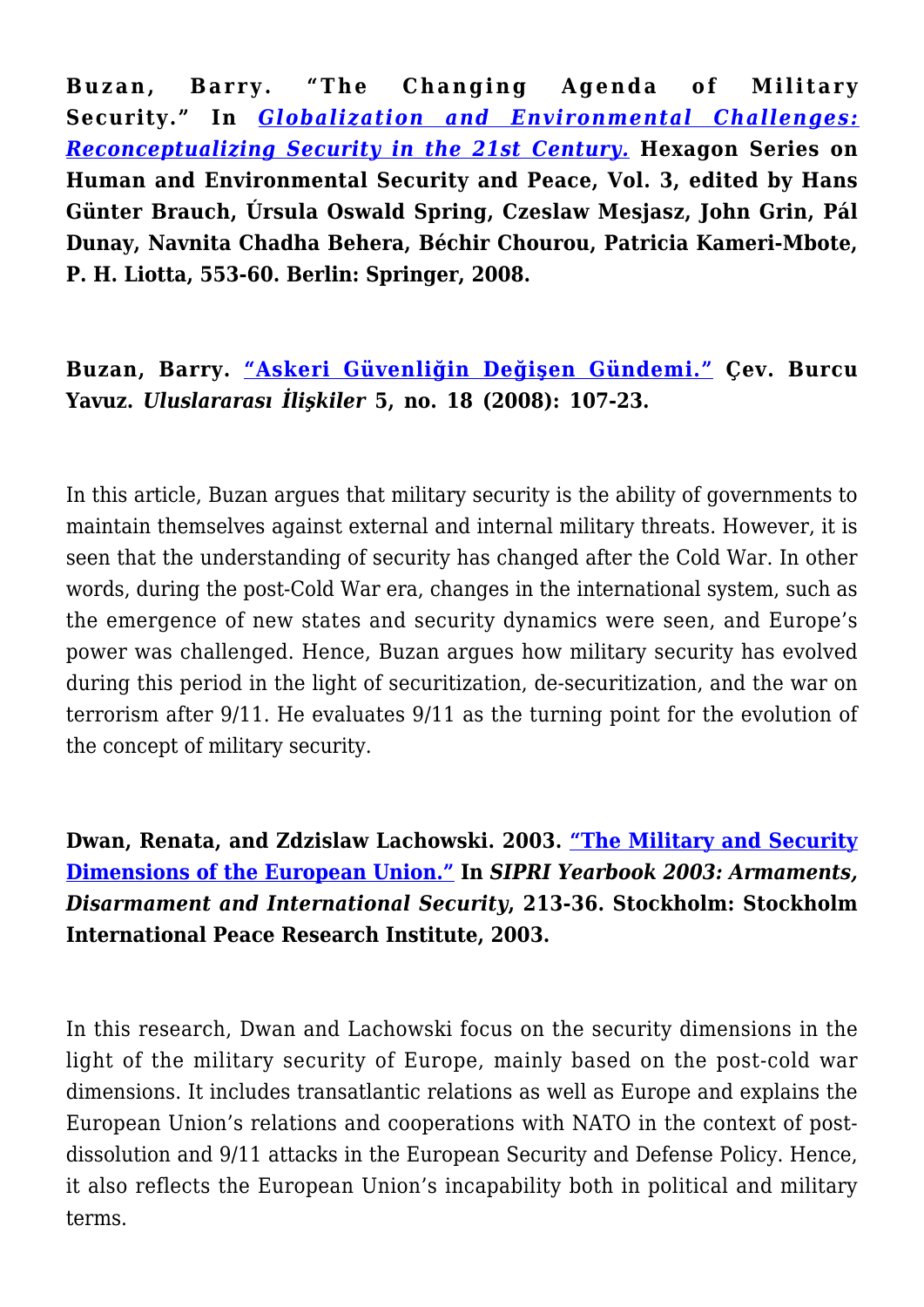**Buzan, Barry. "The Changing Agenda of Military Security." In *Globalization and Environmental Challenges: Reconceptualizing Security in the 21st Century.* Hexagon Series on Human and Environmental Security and Peace, Vol. 3, edited by Hans Günter Brauch, Úrsula Oswald Spring, Czeslaw Mesjasz, John Grin, Pál Dunay, Navnita Chadha Behera, Béchir Chourou, Patricia Kameri-Mbote, P. H. Liotta, 553-60. Berlin: Springer, 2008.**

**Buzan, Barry. "Askeri Güvenliğin Değişen Gündemi." Çev. Burcu Yavuz. *Uluslararası İlişkiler* 5, no. 18 (2008): 107-23.**

In this article, Buzan argues that military security is the ability of governments to maintain themselves against external and internal military threats. However, it is seen that the understanding of security has changed after the Cold War. In other words, during the post-Cold War era, changes in the international system, such as the emergence of new states and security dynamics were seen, and Europe's power was challenged. Hence, Buzan argues how military security has evolved during this period in the light of securitization, de-securitization, and the war on terrorism after 9/11. He evaluates 9/11 as the turning point for the evolution of the concept of military security.

**Dwan, Renata, and Zdzislaw Lachowski. 2003. "The Military and Security Dimensions of the European Union." In *SIPRI Yearbook 2003: Armaments, Disarmament and International Security*, 213-36. Stockholm: Stockholm International Peace Research Institute, 2003.**

In this research, Dwan and Lachowski focus on the security dimensions in the light of the military security of Europe, mainly based on the post-cold war dimensions. It includes transatlantic relations as well as Europe and explains the European Union's relations and cooperations with NATO in the context of post-dissolution and 9/11 attacks in the European Security and Defense Policy. Hence, it also reflects the European Union's incapability both in political and military terms.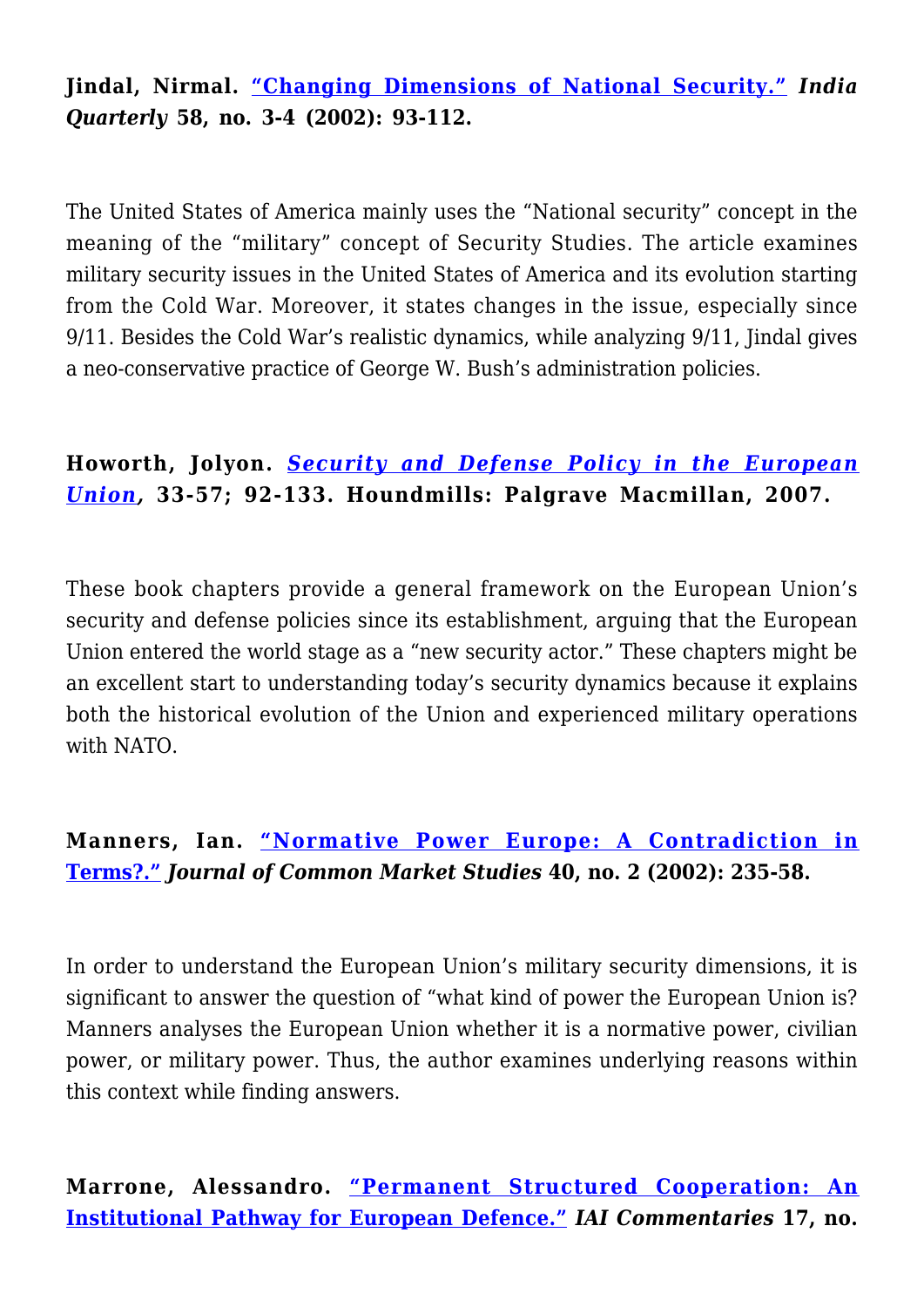**Jindal, Nirmal. [“Changing Dimensions of National Security.”](#) *India Quarterly* 58, no. 3-4 (2002): 93-112.**

The United States of America mainly uses the “National security” concept in the meaning of the “military” concept of Security Studies. The article examines military security issues in the United States of America and its evolution starting from the Cold War. Moreover, it states changes in the issue, especially since 9/11. Besides the Cold War’s realistic dynamics, while analyzing 9/11, Jindal gives a neo-conservative practice of George W. Bush’s administration policies.

**Howorth, Jolyon. [*Security and Defense Policy in the European Union*](#), 33-57; 92-133. Houndmills: Palgrave Macmillan, 2007.**

These book chapters provide a general framework on the European Union’s security and defense policies since its establishment, arguing that the European Union entered the world stage as a “new security actor.” These chapters might be an excellent start to understanding today’s security dynamics because it explains both the historical evolution of the Union and experienced military operations with NATO.

**Manners, Ian. [“Normative Power Europe: A Contradiction in Terms?.”](#) *Journal of Common Market Studies* 40, no. 2 (2002): 235-58.**

In order to understand the European Union’s military security dimensions, it is significant to answer the question of “what kind of power the European Union is? Manners analyses the European Union whether it is a normative power, civilian power, or military power. Thus, the author examines underlying reasons within this context while finding answers.

**Marrone, Alessandro. [“Permanent Structured Cooperation: An Institutional Pathway for European Defence.”](#) *IAI Commentaries* 17, no.**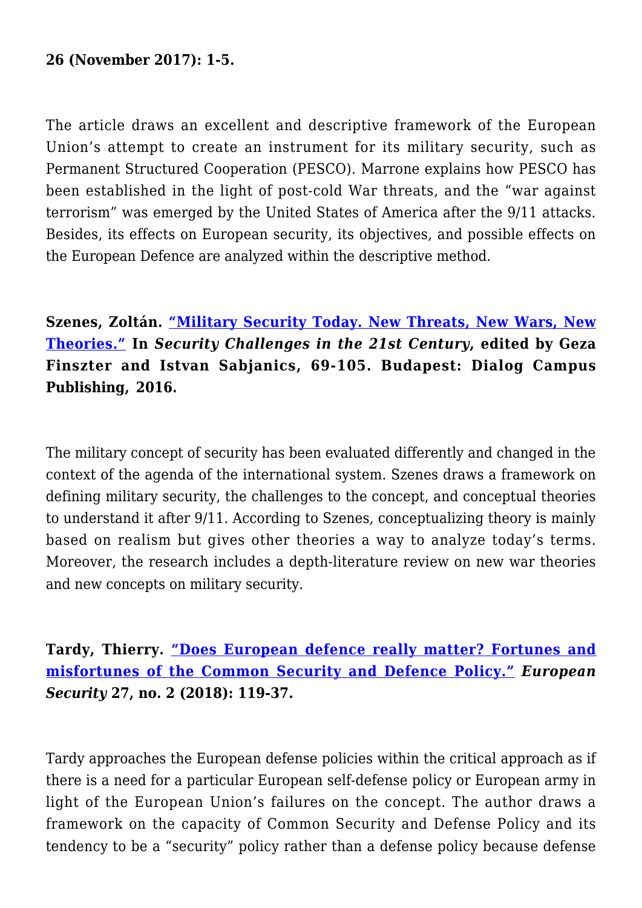**26 (November 2017): 1-5.**

The article draws an excellent and descriptive framework of the European Union's attempt to create an instrument for its military security, such as Permanent Structured Cooperation (PESCO). Marrone explains how PESCO has been established in the light of post-cold War threats, and the "war against terrorism" was emerged by the United States of America after the 9/11 attacks. Besides, its effects on European security, its objectives, and possible effects on the European Defence are analyzed within the descriptive method.

**Szenes, Zoltán. "Military Security Today. New Threats, New Wars, New Theories." In *Security Challenges in the 21st Century*, edited by Geza Finszter and Istvan Sabjanics, 69-105. Budapest: Dialog Campus Publishing, 2016.**

The military concept of security has been evaluated differently and changed in the context of the agenda of the international system. Szenes draws a framework on defining military security, the challenges to the concept, and conceptual theories to understand it after 9/11. According to Szenes, conceptualizing theory is mainly based on realism but gives other theories a way to analyze today's terms. Moreover, the research includes a depth-literature review on new war theories and new concepts on military security.

**Tardy, Thierry. "Does European defence really matter? Fortunes and misfortunes of the Common Security and Defence Policy." *European Security* 27, no. 2 (2018): 119-37.**

Tardy approaches the European defense policies within the critical approach as if there is a need for a particular European self-defense policy or European army in light of the European Union's failures on the concept. The author draws a framework on the capacity of Common Security and Defense Policy and its tendency to be a "security" policy rather than a defense policy because defense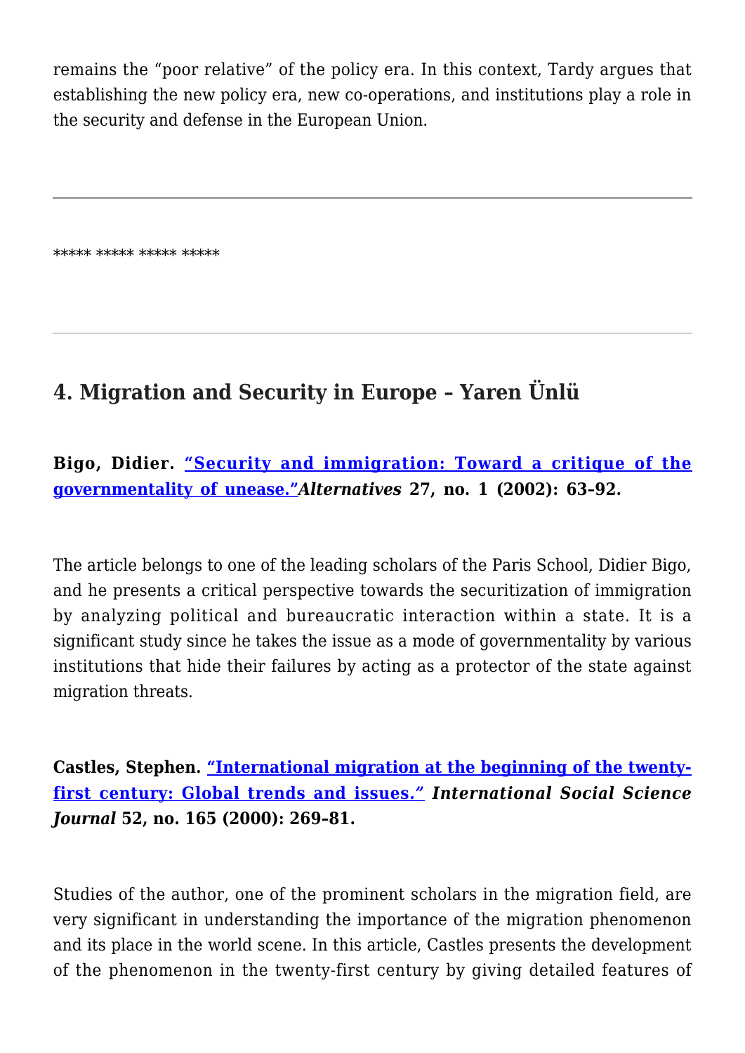remains the "poor relative" of the policy era. In this context, Tardy argues that establishing the new policy era, new co-operations, and institutions play a role in the security and defense in the European Union.

---

***** ***** ***** *****

---

## 4. Migration and Security in Europe – Yaren Ünlü

**Bigo, Didier. "Security and immigration: Toward a critique of the governmentality of unease." *Alternatives* 27, no. 1 (2002): 63-92.**

The article belongs to one of the leading scholars of the Paris School, Didier Bigo, and he presents a critical perspective towards the securitization of immigration by analyzing political and bureaucratic interaction within a state. It is a significant study since he takes the issue as a mode of governmentality by various institutions that hide their failures by acting as a protector of the state against migration threats.

**Castles, Stephen. "International migration at the beginning of the twenty-first century: Global trends and issues." *International Social Science Journal* 52, no. 165 (2000): 269-81.**

Studies of the author, one of the prominent scholars in the migration field, are very significant in understanding the importance of the migration phenomenon and its place in the world scene. In this article, Castles presents the development of the phenomenon in the twenty-first century by giving detailed features of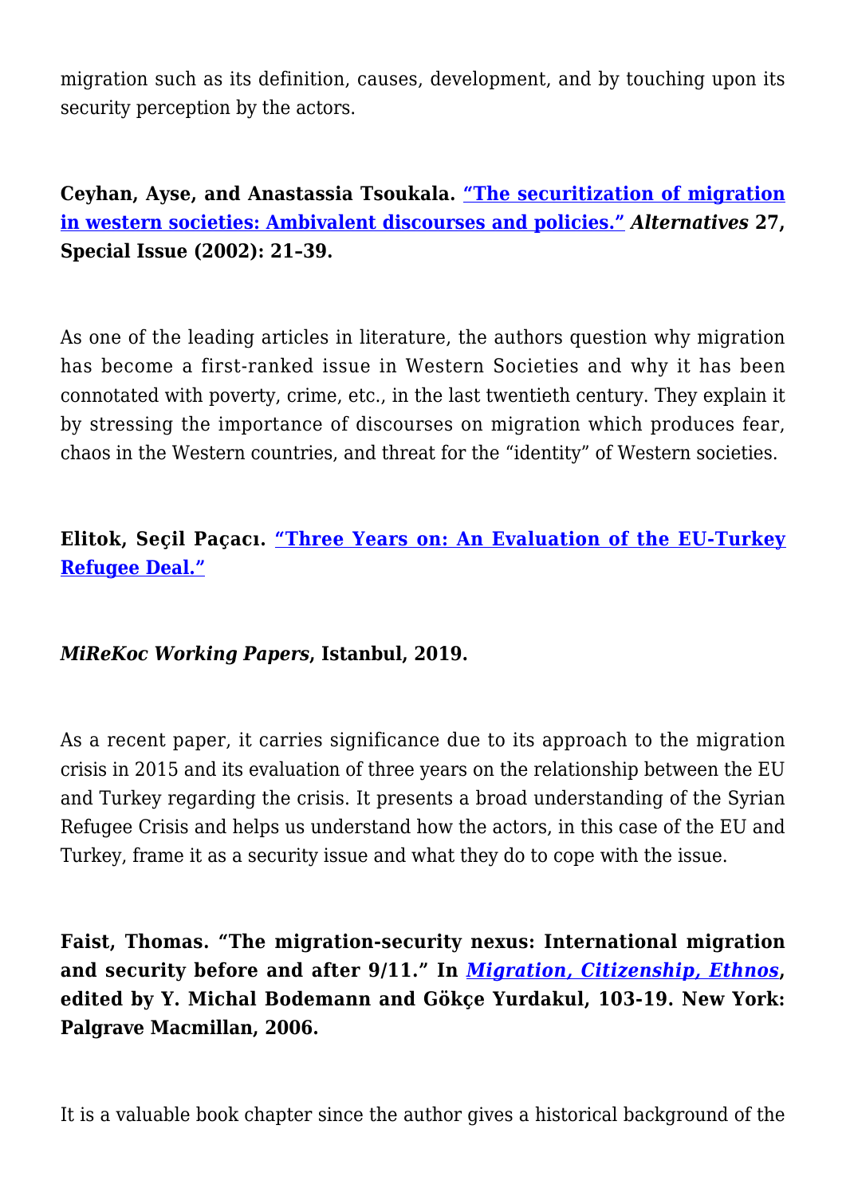migration such as its definition, causes, development, and by touching upon its security perception by the actors.

**Ceyhan, Ayse, and Anastassia Tsoukala. "The securitization of migration in western societies: Ambivalent discourses and policies." *Alternatives* 27, Special Issue (2002): 21–39.**

As one of the leading articles in literature, the authors question why migration has become a first-ranked issue in Western Societies and why it has been connotated with poverty, crime, etc., in the last twentieth century. They explain it by stressing the importance of discourses on migration which produces fear, chaos in the Western countries, and threat for the "identity" of Western societies.

**Elitok, Seçil Paçacı. "Three Years on: An Evaluation of the EU-Turkey Refugee Deal."**

***MiReKoc Working Papers*, Istanbul, 2019.**

As a recent paper, it carries significance due to its approach to the migration crisis in 2015 and its evaluation of three years on the relationship between the EU and Turkey regarding the crisis. It presents a broad understanding of the Syrian Refugee Crisis and helps us understand how the actors, in this case of the EU and Turkey, frame it as a security issue and what they do to cope with the issue.

**Faist, Thomas. "The migration-security nexus: International migration and security before and after 9/11." In *Migration, Citizenship, Ethnos*, edited by Y. Michal Bodemann and Gökçe Yurdakul, 103-19. New York: Palgrave Macmillan, 2006.**

It is a valuable book chapter since the author gives a historical background of the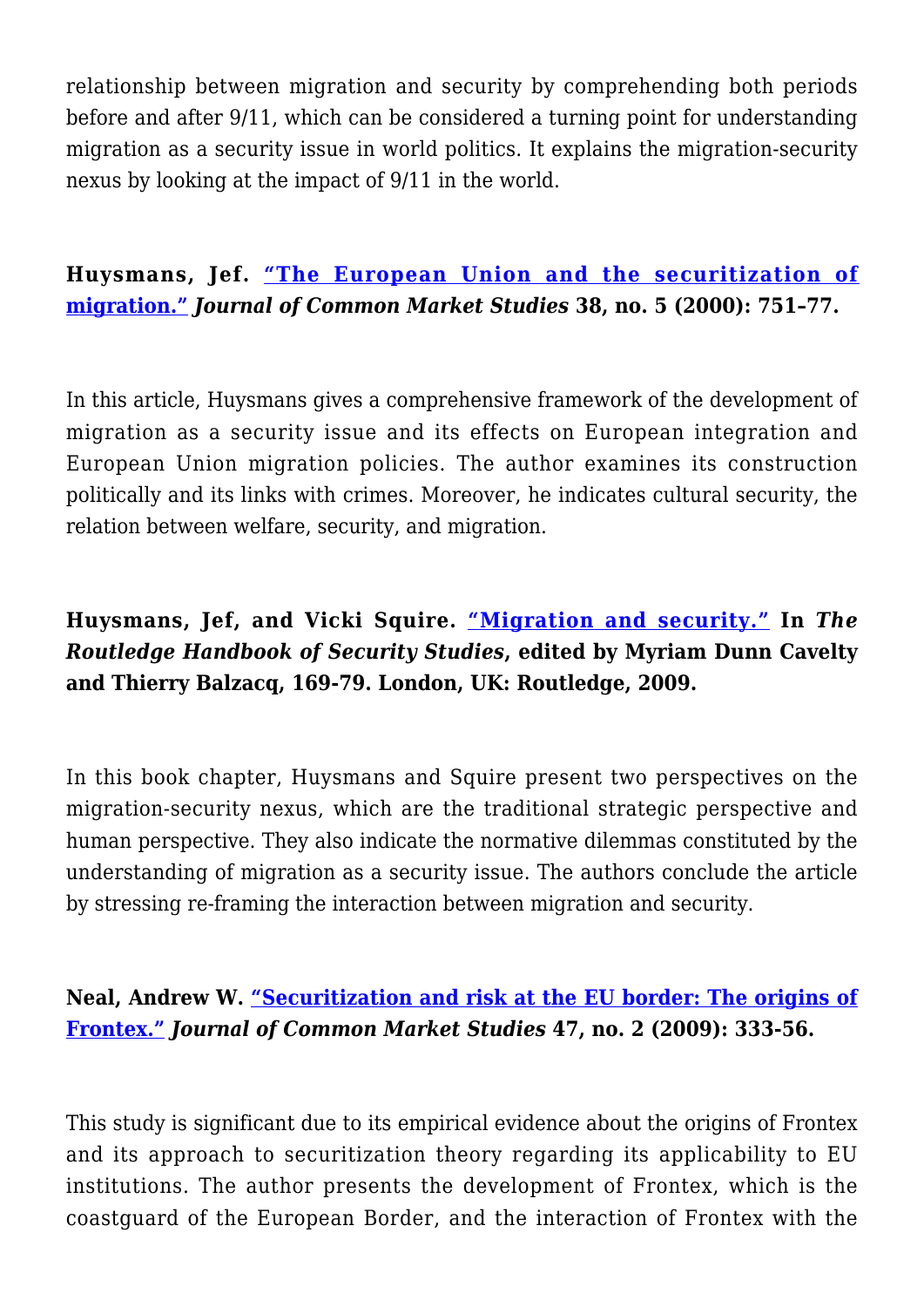relationship between migration and security by comprehending both periods before and after 9/11, which can be considered a turning point for understanding migration as a security issue in world politics. It explains the migration-security nexus by looking at the impact of 9/11 in the world.

**Huysmans, Jef. "The European Union and the securitization of migration." *Journal of Common Market Studies* 38, no. 5 (2000): 751–77.**

In this article, Huysmans gives a comprehensive framework of the development of migration as a security issue and its effects on European integration and European Union migration policies. The author examines its construction politically and its links with crimes. Moreover, he indicates cultural security, the relation between welfare, security, and migration.

**Huysmans, Jef, and Vicki Squire. "Migration and security." In *The Routledge Handbook of Security Studies*, edited by Myriam Dunn Cavelty and Thierry Balzacq, 169-79. London, UK: Routledge, 2009.**

In this book chapter, Huysmans and Squire present two perspectives on the migration-security nexus, which are the traditional strategic perspective and human perspective. They also indicate the normative dilemmas constituted by the understanding of migration as a security issue. The authors conclude the article by stressing re-framing the interaction between migration and security.

**Neal, Andrew W. "Securitization and risk at the EU border: The origins of Frontex." *Journal of Common Market Studies* 47, no. 2 (2009): 333-56.**

This study is significant due to its empirical evidence about the origins of Frontex and its approach to securitization theory regarding its applicability to EU institutions. The author presents the development of Frontex, which is the coastguard of the European Border, and the interaction of Frontex with the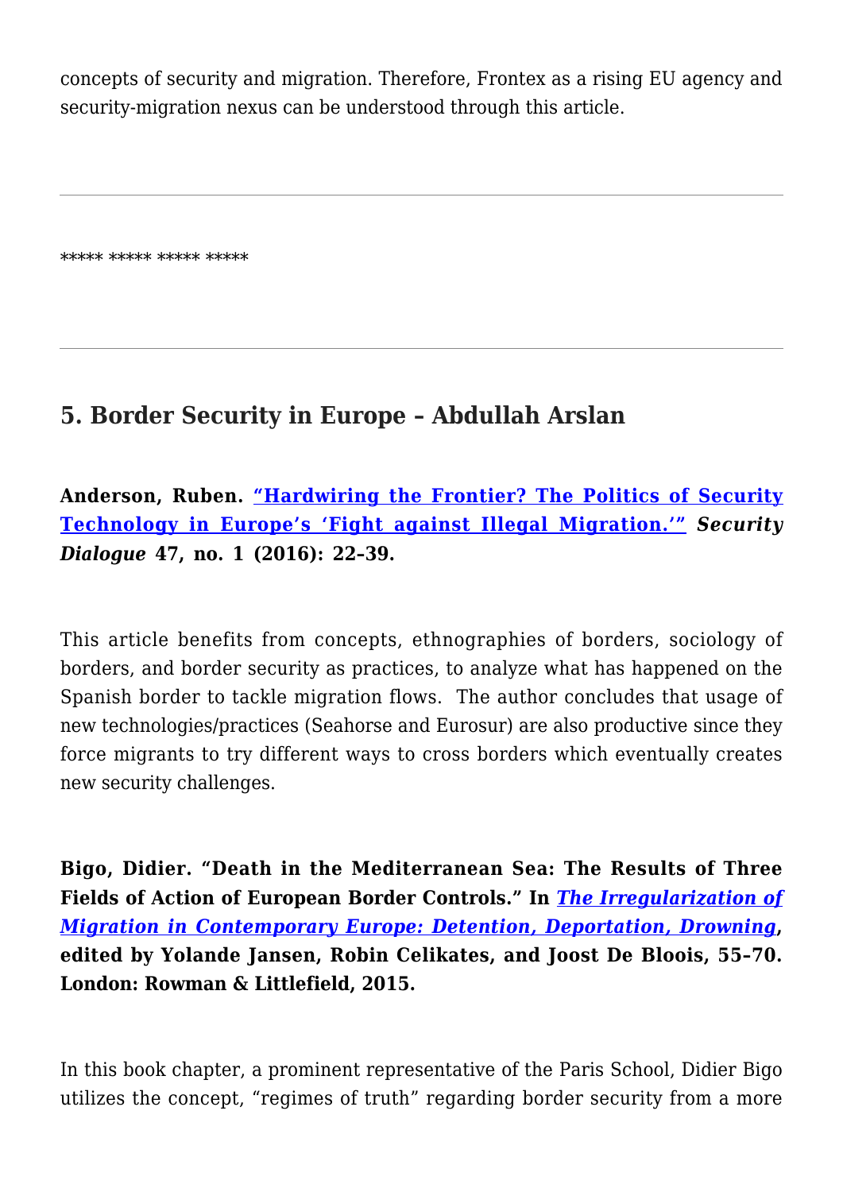concepts of security and migration. Therefore, Frontex as a rising EU agency and security-migration nexus can be understood through this article.

---

***** ***** ***** *****

---

## 5. Border Security in Europe – Abdullah Arslan

**Anderson, Ruben. [“Hardwiring the Frontier? The Politics of Security Technology in Europe’s ‘Fight against Illegal Migration.’”] *Security Dialogue* 47, no. 1 (2016): 22–39.**

This article benefits from concepts, ethnographies of borders, sociology of borders, and border security as practices, to analyze what has happened on the Spanish border to tackle migration flows.  The author concludes that usage of new technologies/practices (Seahorse and Eurosur) are also productive since they force migrants to try different ways to cross borders which eventually creates new security challenges.

**Bigo, Didier. “Death in the Mediterranean Sea: The Results of Three Fields of Action of European Border Controls.” In *[The Irregularization of Migration in Contemporary Europe: Detention, Deportation, Drowning]*, edited by Yolande Jansen, Robin Celikates, and Joost De Bloois, 55–70. London: Rowman & Littlefield, 2015.**

In this book chapter, a prominent representative of the Paris School, Didier Bigo utilizes the concept, “regimes of truth” regarding border security from a more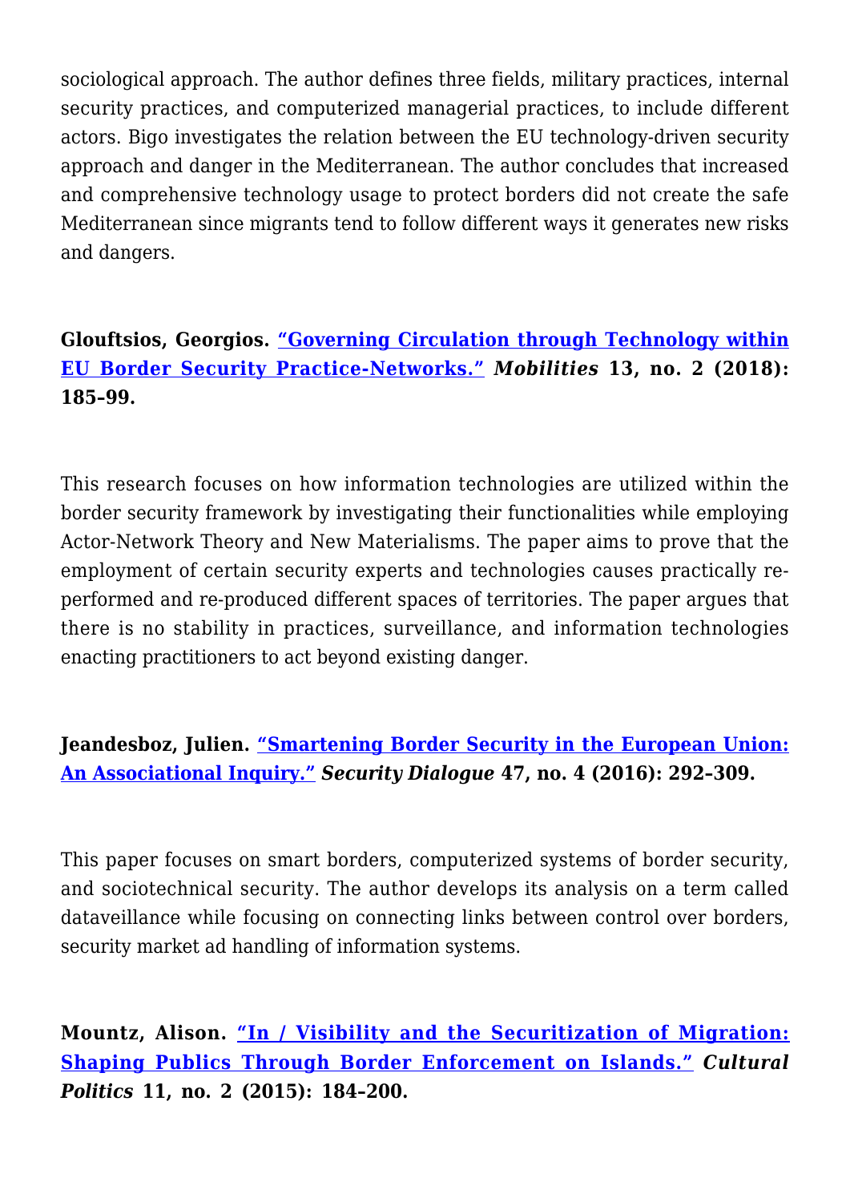sociological approach. The author defines three fields, military practices, internal security practices, and computerized managerial practices, to include different actors. Bigo investigates the relation between the EU technology-driven security approach and danger in the Mediterranean. The author concludes that increased and comprehensive technology usage to protect borders did not create the safe Mediterranean since migrants tend to follow different ways it generates new risks and dangers.

**Glouftsios, Georgios. "Governing Circulation through Technology within EU Border Security Practice-Networks." *Mobilities* 13, no. 2 (2018): 185–99.**

This research focuses on how information technologies are utilized within the border security framework by investigating their functionalities while employing Actor-Network Theory and New Materialisms. The paper aims to prove that the employment of certain security experts and technologies causes practically re-performed and re-produced different spaces of territories. The paper argues that there is no stability in practices, surveillance, and information technologies enacting practitioners to act beyond existing danger.

**Jeandesboz, Julien. "Smartening Border Security in the European Union: An Associational Inquiry." *Security Dialogue* 47, no. 4 (2016): 292–309.**

This paper focuses on smart borders, computerized systems of border security, and sociotechnical security. The author develops its analysis on a term called dataveillance while focusing on connecting links between control over borders, security market ad handling of information systems.

**Mountz, Alison. "In / Visibility and the Securitization of Migration: Shaping Publics Through Border Enforcement on Islands." *Cultural Politics* 11, no. 2 (2015): 184–200.**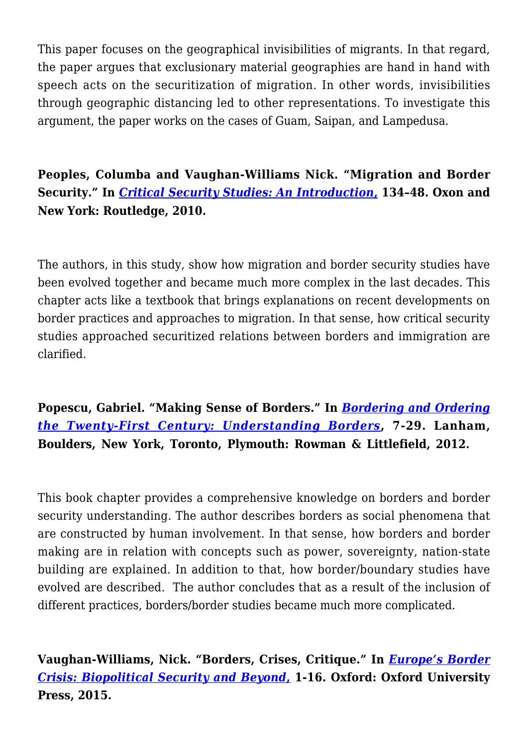This paper focuses on the geographical invisibilities of migrants. In that regard, the paper argues that exclusionary material geographies are hand in hand with speech acts on the securitization of migration. In other words, invisibilities through geographic distancing led to other representations. To investigate this argument, the paper works on the cases of Guam, Saipan, and Lampedusa.

**Peoples, Columba and Vaughan-Williams Nick. "Migration and Border Security." In *Critical Security Studies: An Introduction,* 134–48. Oxon and New York: Routledge, 2010.**

The authors, in this study, show how migration and border security studies have been evolved together and became much more complex in the last decades. This chapter acts like a textbook that brings explanations on recent developments on border practices and approaches to migration. In that sense, how critical security studies approached securitized relations between borders and immigration are clarified.

**Popescu, Gabriel. "Making Sense of Borders." In *Bordering and Ordering the Twenty-First Century: Understanding Borders*, 7-29. Lanham, Boulders, New York, Toronto, Plymouth: Rowman & Littlefield, 2012.**

This book chapter provides a comprehensive knowledge on borders and border security understanding. The author describes borders as social phenomena that are constructed by human involvement. In that sense, how borders and border making are in relation with concepts such as power, sovereignty, nation-state building are explained. In addition to that, how border/boundary studies have evolved are described. The author concludes that as a result of the inclusion of different practices, borders/border studies became much more complicated.

**Vaughan-Williams, Nick. "Borders, Crises, Critique." In *Europe's Border Crisis: Biopolitical Security and Beyond,* 1-16. Oxford: Oxford University Press, 2015.**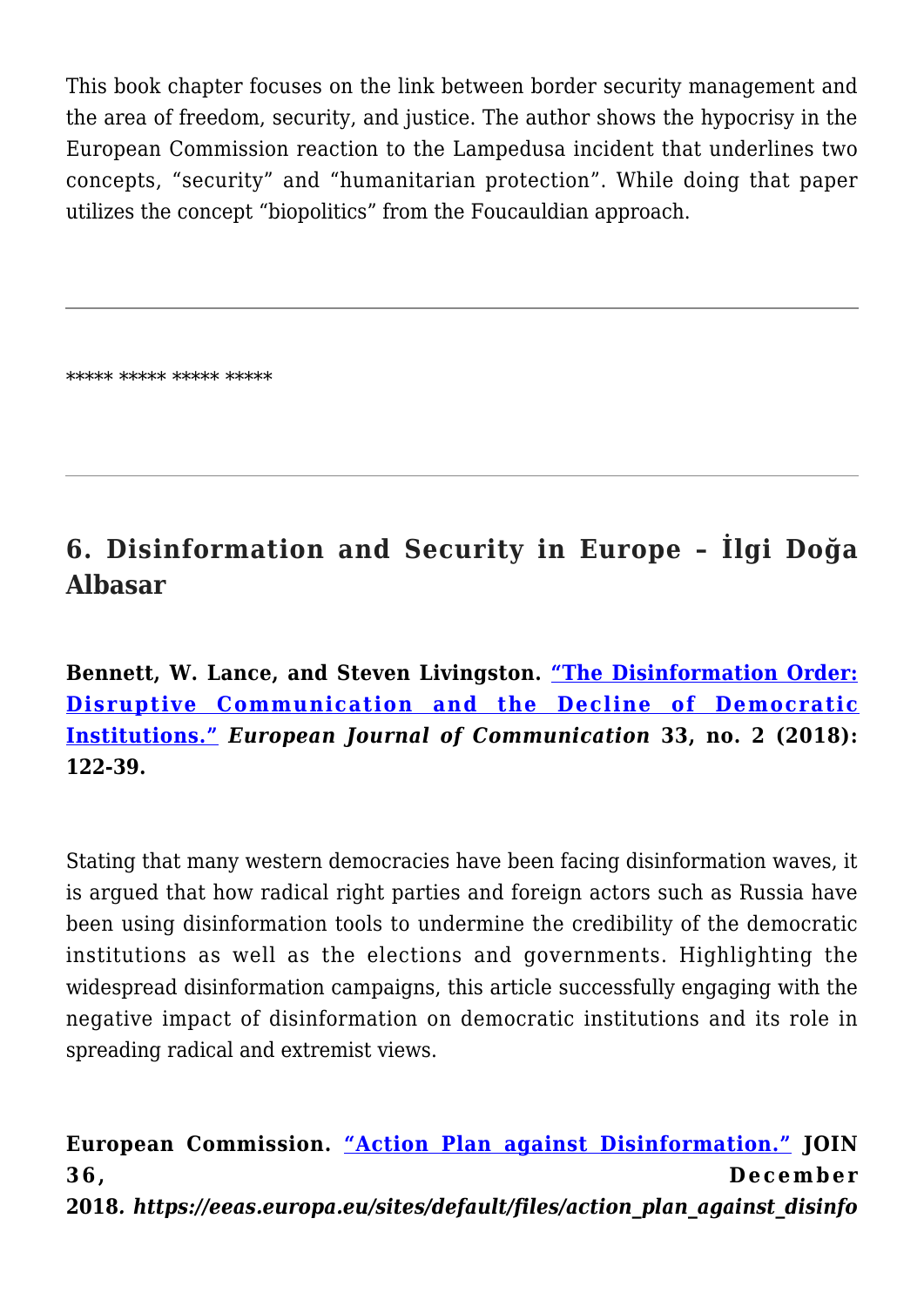This book chapter focuses on the link between border security management and the area of freedom, security, and justice. The author shows the hypocrisy in the European Commission reaction to the Lampedusa incident that underlines two concepts, "security" and "humanitarian protection". While doing that paper utilizes the concept "biopolitics" from the Foucauldian approach.

---

***** ***** ***** *****

---

## 6. Disinformation and Security in Europe – İlgi Doğa Albasar

**Bennett, W. Lance, and Steven Livingston. "The Disinformation Order: Disruptive Communication and the Decline of Democratic Institutions." *European Journal of Communication* 33, no. 2 (2018): 122-39.**

Stating that many western democracies have been facing disinformation waves, it is argued that how radical right parties and foreign actors such as Russia have been using disinformation tools to undermine the credibility of the democratic institutions as well as the elections and governments. Highlighting the widespread disinformation campaigns, this article successfully engaging with the negative impact of disinformation on democratic institutions and its role in spreading radical and extremist views.

**European Commission. "Action Plan against Disinformation." JOIN 36, December 2018. *https://eeas.europa.eu/sites/default/files/action_plan_against_disinfo***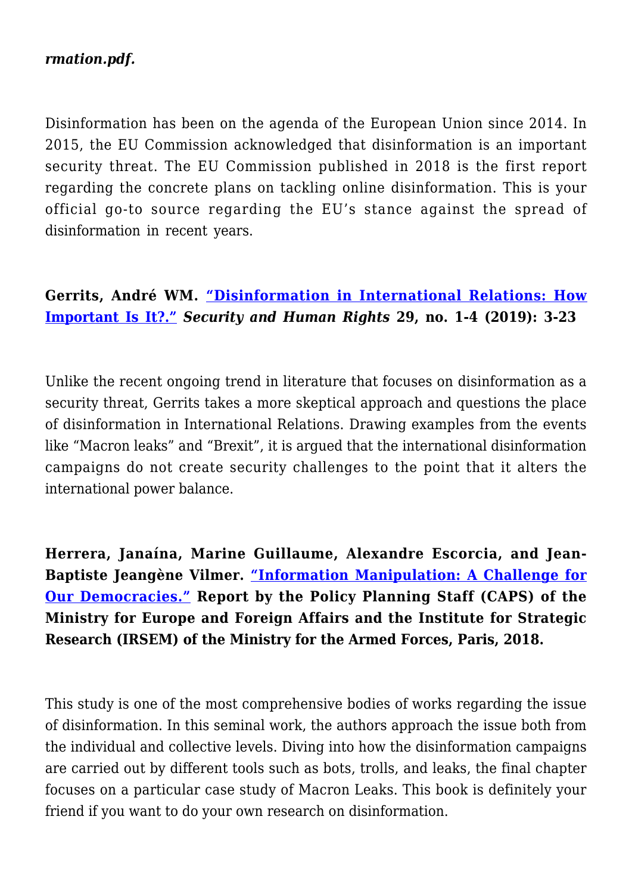***rmation.pdf.***

Disinformation has been on the agenda of the European Union since 2014. In 2015, the EU Commission acknowledged that disinformation is an important security threat. The EU Commission published in 2018 is the first report regarding the concrete plans on tackling online disinformation. This is your official go-to source regarding the EU's stance against the spread of disinformation in recent years.

**Gerrits, André WM. "Disinformation in International Relations: How Important Is It?." *Security and Human Rights* 29, no. 1-4 (2019): 3-23**

Unlike the recent ongoing trend in literature that focuses on disinformation as a security threat, Gerrits takes a more skeptical approach and questions the place of disinformation in International Relations. Drawing examples from the events like "Macron leaks" and "Brexit", it is argued that the international disinformation campaigns do not create security challenges to the point that it alters the international power balance.

**Herrera, Janaína, Marine Guillaume, Alexandre Escorcia, and Jean-Baptiste Jeangène Vilmer. "Information Manipulation: A Challenge for Our Democracies." Report by the Policy Planning Staff (CAPS) of the Ministry for Europe and Foreign Affairs and the Institute for Strategic Research (IRSEM) of the Ministry for the Armed Forces, Paris, 2018.**

This study is one of the most comprehensive bodies of works regarding the issue of disinformation. In this seminal work, the authors approach the issue both from the individual and collective levels. Diving into how the disinformation campaigns are carried out by different tools such as bots, trolls, and leaks, the final chapter focuses on a particular case study of Macron Leaks. This book is definitely your friend if you want to do your own research on disinformation.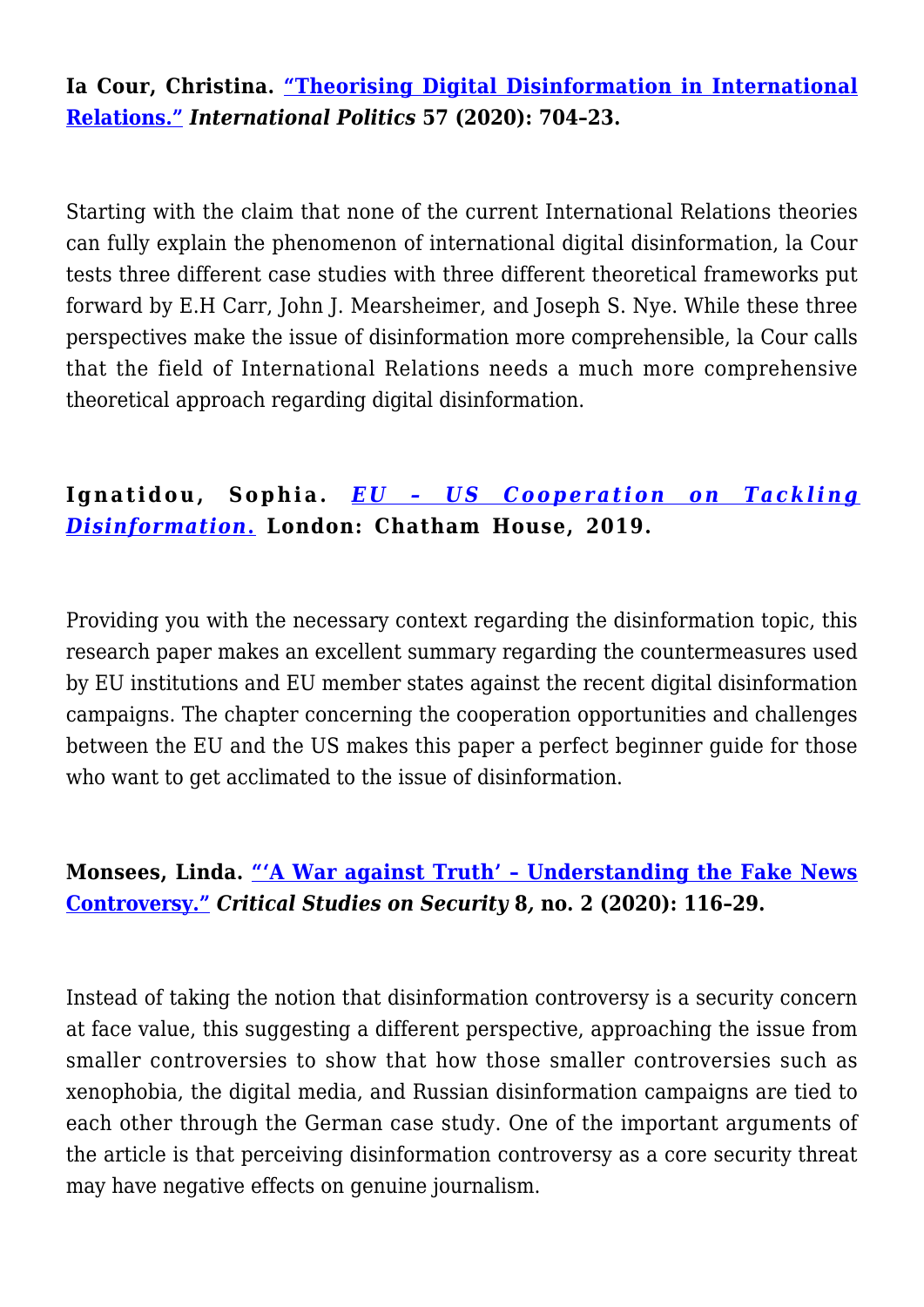**la Cour, Christina. “Theorising Digital Disinformation in International Relations.” *International Politics* 57 (2020): 704–23.**

Starting with the claim that none of the current International Relations theories can fully explain the phenomenon of international digital disinformation, la Cour tests three different case studies with three different theoretical frameworks put forward by E.H Carr, John J. Mearsheimer, and Joseph S. Nye. While these three perspectives make the issue of disinformation more comprehensible, la Cour calls that the field of International Relations needs a much more comprehensive theoretical approach regarding digital disinformation.

**Ignatidou, Sophia. *EU – US Cooperation on Tackling Disinformation.* London: Chatham House, 2019.**

Providing you with the necessary context regarding the disinformation topic, this research paper makes an excellent summary regarding the countermeasures used by EU institutions and EU member states against the recent digital disinformation campaigns. The chapter concerning the cooperation opportunities and challenges between the EU and the US makes this paper a perfect beginner guide for those who want to get acclimated to the issue of disinformation.

**Monsees, Linda. “‘A War against Truth’ – Understanding the Fake News Controversy.” *Critical Studies on Security* 8, no. 2 (2020): 116–29.**

Instead of taking the notion that disinformation controversy is a security concern at face value, this suggesting a different perspective, approaching the issue from smaller controversies to show that how those smaller controversies such as xenophobia, the digital media, and Russian disinformation campaigns are tied to each other through the German case study. One of the important arguments of the article is that perceiving disinformation controversy as a core security threat may have negative effects on genuine journalism.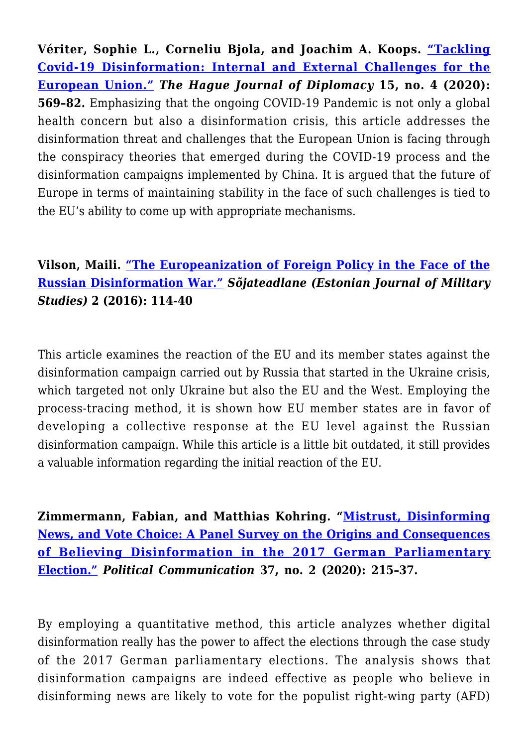**Vériter, Sophie L., Corneliu Bjola, and Joachim A. Koops. "Tackling Covid-19 Disinformation: Internal and External Challenges for the European Union." *The Hague Journal of Diplomacy* 15, no. 4 (2020): 569–82.** Emphasizing that the ongoing COVID-19 Pandemic is not only a global health concern but also a disinformation crisis, this article addresses the disinformation threat and challenges that the European Union is facing through the conspiracy theories that emerged during the COVID-19 process and the disinformation campaigns implemented by China. It is argued that the future of Europe in terms of maintaining stability in the face of such challenges is tied to the EU's ability to come up with appropriate mechanisms.

**Vilson, Maili. "The Europeanization of Foreign Policy in the Face of the Russian Disinformation War." *Sõjateadlane (Estonian Journal of Military Studies)* 2 (2016): 114-40**

This article examines the reaction of the EU and its member states against the disinformation campaign carried out by Russia that started in the Ukraine crisis, which targeted not only Ukraine but also the EU and the West. Employing the process-tracing method, it is shown how EU member states are in favor of developing a collective response at the EU level against the Russian disinformation campaign. While this article is a little bit outdated, it still provides a valuable information regarding the initial reaction of the EU.

**Zimmermann, Fabian, and Matthias Kohring. "Mistrust, Disinforming News, and Vote Choice: A Panel Survey on the Origins and Consequences of Believing Disinformation in the 2017 German Parliamentary Election." *Political Communication* 37, no. 2 (2020): 215-37.**

By employing a quantitative method, this article analyzes whether digital disinformation really has the power to affect the elections through the case study of the 2017 German parliamentary elections. The analysis shows that disinformation campaigns are indeed effective as people who believe in disinforming news are likely to vote for the populist right-wing party (AFD)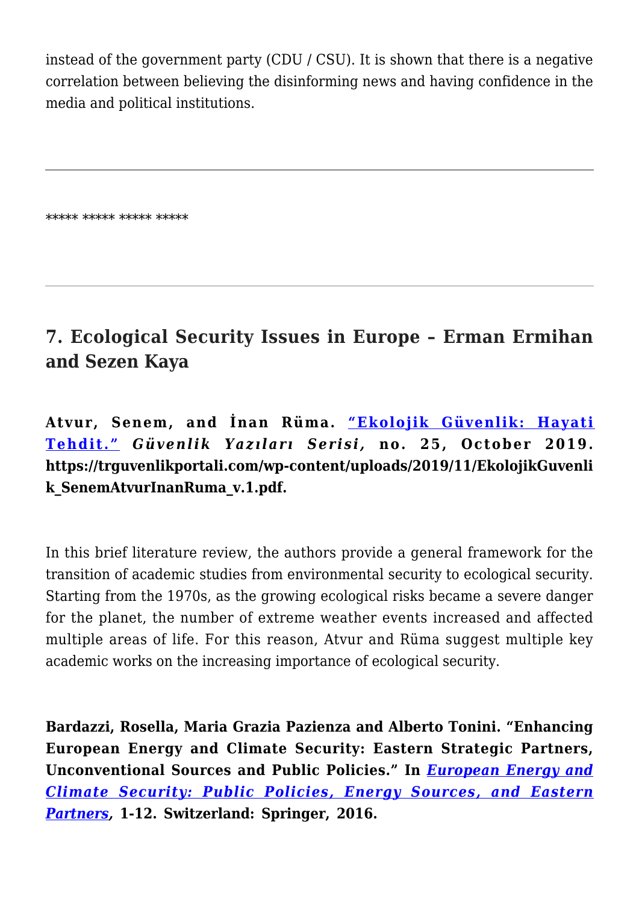instead of the government party (CDU / CSU). It is shown that there is a negative correlation between believing the disinforming news and having confidence in the media and political institutions.

---

***** ***** ***** *****

---

## 7. Ecological Security Issues in Europe – Erman Ermihan and Sezen Kaya

**Atvur, Senem, and İnan Rüma. "Ekolojik Güvenlik: Hayati Tehdit." *Güvenlik Yazıları Serisi,* no. 25, October 2019. https://trguvenlikportali.com/wp-content/uploads/2019/11/EkolojikGuvenlik_SenemAtvurInanRuma_v.1.pdf.**

In this brief literature review, the authors provide a general framework for the transition of academic studies from environmental security to ecological security. Starting from the 1970s, as the growing ecological risks became a severe danger for the planet, the number of extreme weather events increased and affected multiple areas of life. For this reason, Atvur and Rüma suggest multiple key academic works on the increasing importance of ecological security.

**Bardazzi, Rosella, Maria Grazia Pazienza and Alberto Tonini. "Enhancing European Energy and Climate Security: Eastern Strategic Partners, Unconventional Sources and Public Policies." In *European Energy and Climate Security: Public Policies, Energy Sources, and Eastern Partners*, 1-12. Switzerland: Springer, 2016.**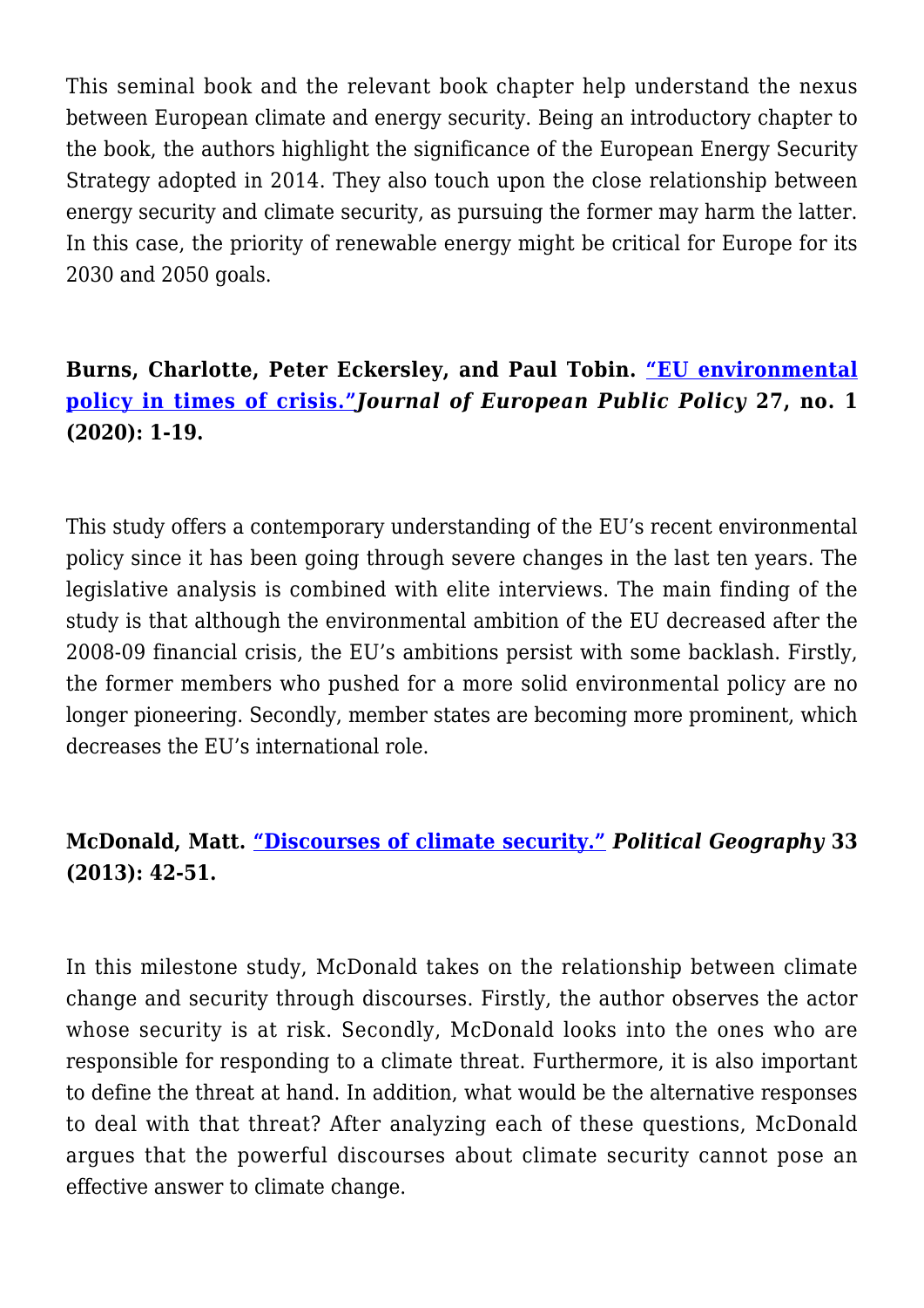This seminal book and the relevant book chapter help understand the nexus between European climate and energy security. Being an introductory chapter to the book, the authors highlight the significance of the European Energy Security Strategy adopted in 2014. They also touch upon the close relationship between energy security and climate security, as pursuing the former may harm the latter. In this case, the priority of renewable energy might be critical for Europe for its 2030 and 2050 goals.

**Burns, Charlotte, Peter Eckersley, and Paul Tobin. "EU environmental policy in times of crisis."*Journal of European Public Policy* 27, no. 1 (2020): 1-19.**

This study offers a contemporary understanding of the EU's recent environmental policy since it has been going through severe changes in the last ten years. The legislative analysis is combined with elite interviews. The main finding of the study is that although the environmental ambition of the EU decreased after the 2008-09 financial crisis, the EU's ambitions persist with some backlash. Firstly, the former members who pushed for a more solid environmental policy are no longer pioneering. Secondly, member states are becoming more prominent, which decreases the EU's international role.

**McDonald, Matt. "Discourses of climate security." *Political Geography* 33 (2013): 42-51.**

In this milestone study, McDonald takes on the relationship between climate change and security through discourses. Firstly, the author observes the actor whose security is at risk. Secondly, McDonald looks into the ones who are responsible for responding to a climate threat. Furthermore, it is also important to define the threat at hand. In addition, what would be the alternative responses to deal with that threat? After analyzing each of these questions, McDonald argues that the powerful discourses about climate security cannot pose an effective answer to climate change.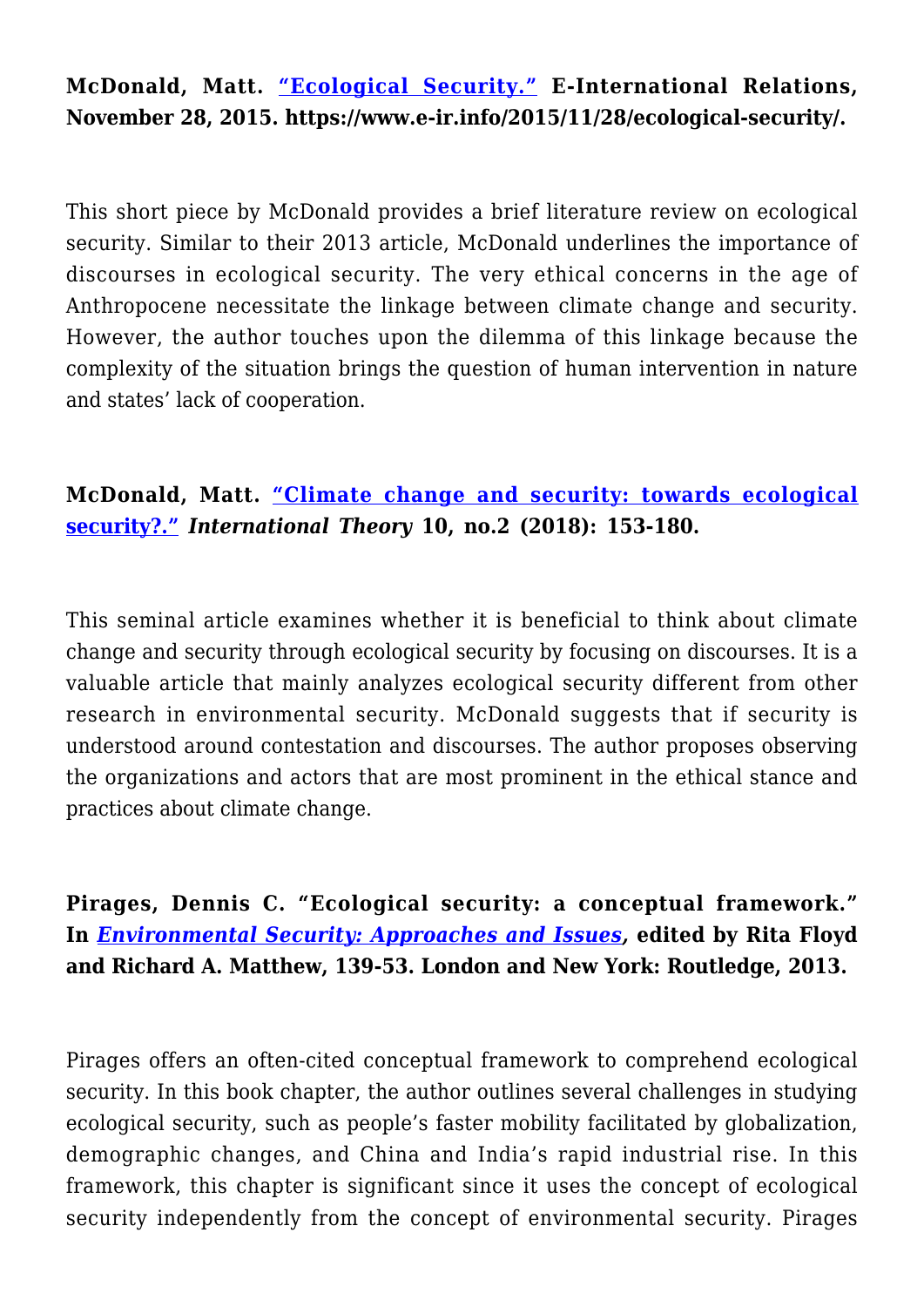**McDonald, Matt. "Ecological Security." E-International Relations, November 28, 2015. https://www.e-ir.info/2015/11/28/ecological-security/.**

This short piece by McDonald provides a brief literature review on ecological security. Similar to their 2013 article, McDonald underlines the importance of discourses in ecological security. The very ethical concerns in the age of Anthropocene necessitate the linkage between climate change and security. However, the author touches upon the dilemma of this linkage because the complexity of the situation brings the question of human intervention in nature and states' lack of cooperation.

**McDonald, Matt. "Climate change and security: towards ecological security?." *International Theory* 10, no.2 (2018): 153-180.**

This seminal article examines whether it is beneficial to think about climate change and security through ecological security by focusing on discourses. It is a valuable article that mainly analyzes ecological security different from other research in environmental security. McDonald suggests that if security is understood around contestation and discourses. The author proposes observing the organizations and actors that are most prominent in the ethical stance and practices about climate change.

**Pirages, Dennis C. "Ecological security: a conceptual framework." In *Environmental Security: Approaches and Issues*, edited by Rita Floyd and Richard A. Matthew, 139-53. London and New York: Routledge, 2013.**

Pirages offers an often-cited conceptual framework to comprehend ecological security. In this book chapter, the author outlines several challenges in studying ecological security, such as people's faster mobility facilitated by globalization, demographic changes, and China and India's rapid industrial rise. In this framework, this chapter is significant since it uses the concept of ecological security independently from the concept of environmental security. Pirages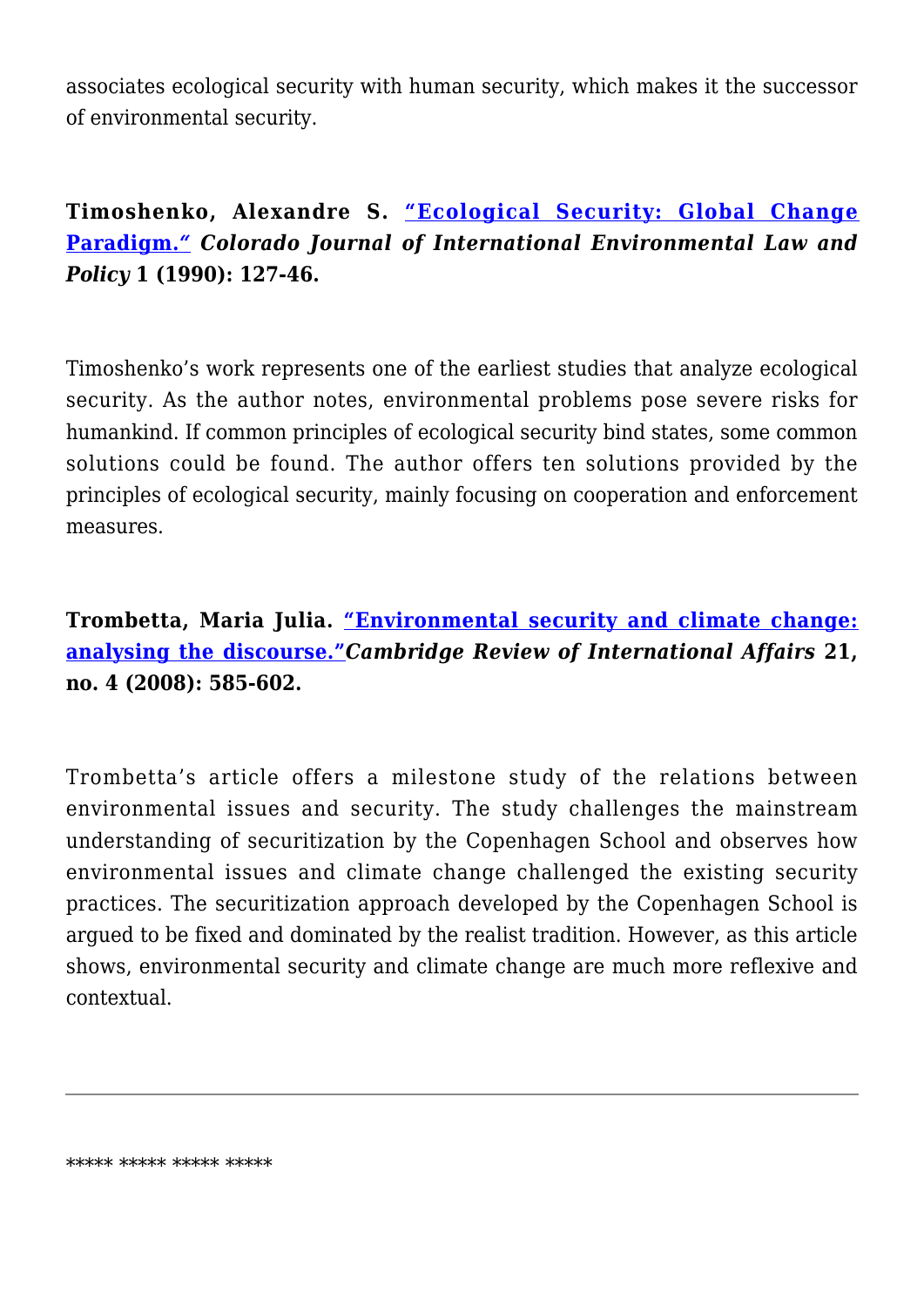associates ecological security with human security, which makes it the successor of environmental security.

**Timoshenko, Alexandre S. "Ecological Security: Global Change Paradigm."** ***Colorado Journal of International Environmental Law and Policy*** **1 (1990): 127-46.**

Timoshenko's work represents one of the earliest studies that analyze ecological security. As the author notes, environmental problems pose severe risks for humankind. If common principles of ecological security bind states, some common solutions could be found. The author offers ten solutions provided by the principles of ecological security, mainly focusing on cooperation and enforcement measures.

**Trombetta, Maria Julia. "Environmental security and climate change: analysing the discourse."*****Cambridge Review of International Affairs*** **21, no. 4 (2008): 585-602.**

Trombetta's article offers a milestone study of the relations between environmental issues and security. The study challenges the mainstream understanding of securitization by the Copenhagen School and observes how environmental issues and climate change challenged the existing security practices. The securitization approach developed by the Copenhagen School is argued to be fixed and dominated by the realist tradition. However, as this article shows, environmental security and climate change are much more reflexive and contextual.

---

***** ***** ***** *****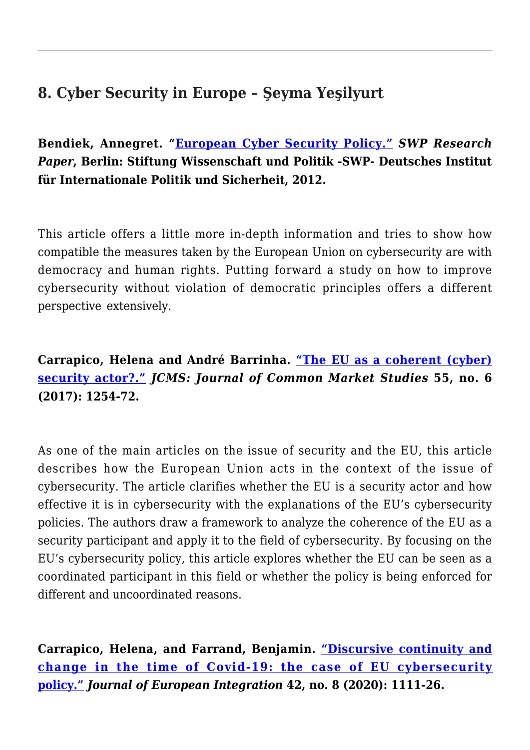---

## 8. Cyber Security in Europe – Şeyma Yeşilyurt

**Bendiek, Annegret. "European Cyber Security Policy." *SWP Research Paper*, Berlin: Stiftung Wissenschaft und Politik -SWP- Deutsches Institut für Internationale Politik und Sicherheit, 2012.**

This article offers a little more in-depth information and tries to show how compatible the measures taken by the European Union on cybersecurity are with democracy and human rights. Putting forward a study on how to improve cybersecurity without violation of democratic principles offers a different perspective extensively.

**Carrapico, Helena and André Barrinha. "The EU as a coherent (cyber) security actor?." *JCMS: Journal of Common Market Studies* 55, no. 6 (2017): 1254-72.**

As one of the main articles on the issue of security and the EU, this article describes how the European Union acts in the context of the issue of cybersecurity. The article clarifies whether the EU is a security actor and how effective it is in cybersecurity with the explanations of the EU's cybersecurity policies. The authors draw a framework to analyze the coherence of the EU as a security participant and apply it to the field of cybersecurity. By focusing on the EU's cybersecurity policy, this article explores whether the EU can be seen as a coordinated participant in this field or whether the policy is being enforced for different and uncoordinated reasons.

**Carrapico, Helena, and Farrand, Benjamin. "Discursive continuity and change in the time of Covid-19: the case of EU cybersecurity policy." *Journal of European Integration* 42, no. 8 (2020): 1111-26.**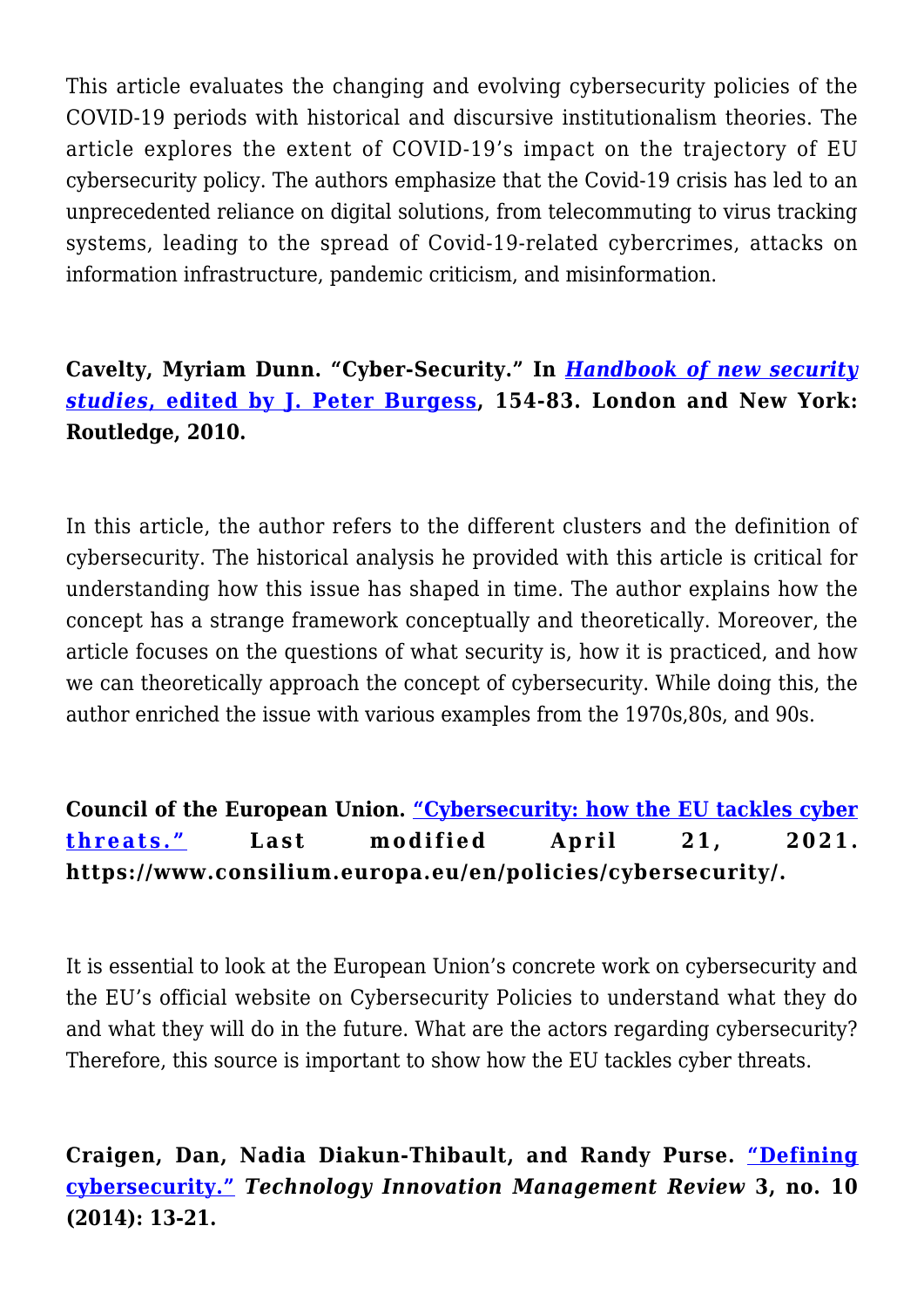This article evaluates the changing and evolving cybersecurity policies of the COVID-19 periods with historical and discursive institutionalism theories. The article explores the extent of COVID-19's impact on the trajectory of EU cybersecurity policy. The authors emphasize that the Covid-19 crisis has led to an unprecedented reliance on digital solutions, from telecommuting to virus tracking systems, leading to the spread of Covid-19-related cybercrimes, attacks on information infrastructure, pandemic criticism, and misinformation.

**Cavelty, Myriam Dunn. "Cyber-Security." In *Handbook of new security studies*, edited by J. Peter Burgess, 154-83. London and New York: Routledge, 2010.**

In this article, the author refers to the different clusters and the definition of cybersecurity. The historical analysis he provided with this article is critical for understanding how this issue has shaped in time. The author explains how the concept has a strange framework conceptually and theoretically. Moreover, the article focuses on the questions of what security is, how it is practiced, and how we can theoretically approach the concept of cybersecurity. While doing this, the author enriched the issue with various examples from the 1970s,80s, and 90s.

**Council of the European Union. "Cybersecurity: how the EU tackles cyber threats." Last modified April 21, 2021. https://www.consilium.europa.eu/en/policies/cybersecurity/.**

It is essential to look at the European Union's concrete work on cybersecurity and the EU's official website on Cybersecurity Policies to understand what they do and what they will do in the future. What are the actors regarding cybersecurity? Therefore, this source is important to show how the EU tackles cyber threats.

**Craigen, Dan, Nadia Diakun-Thibault, and Randy Purse. "Defining cybersecurity." *Technology Innovation Management Review* 3, no. 10 (2014): 13-21.**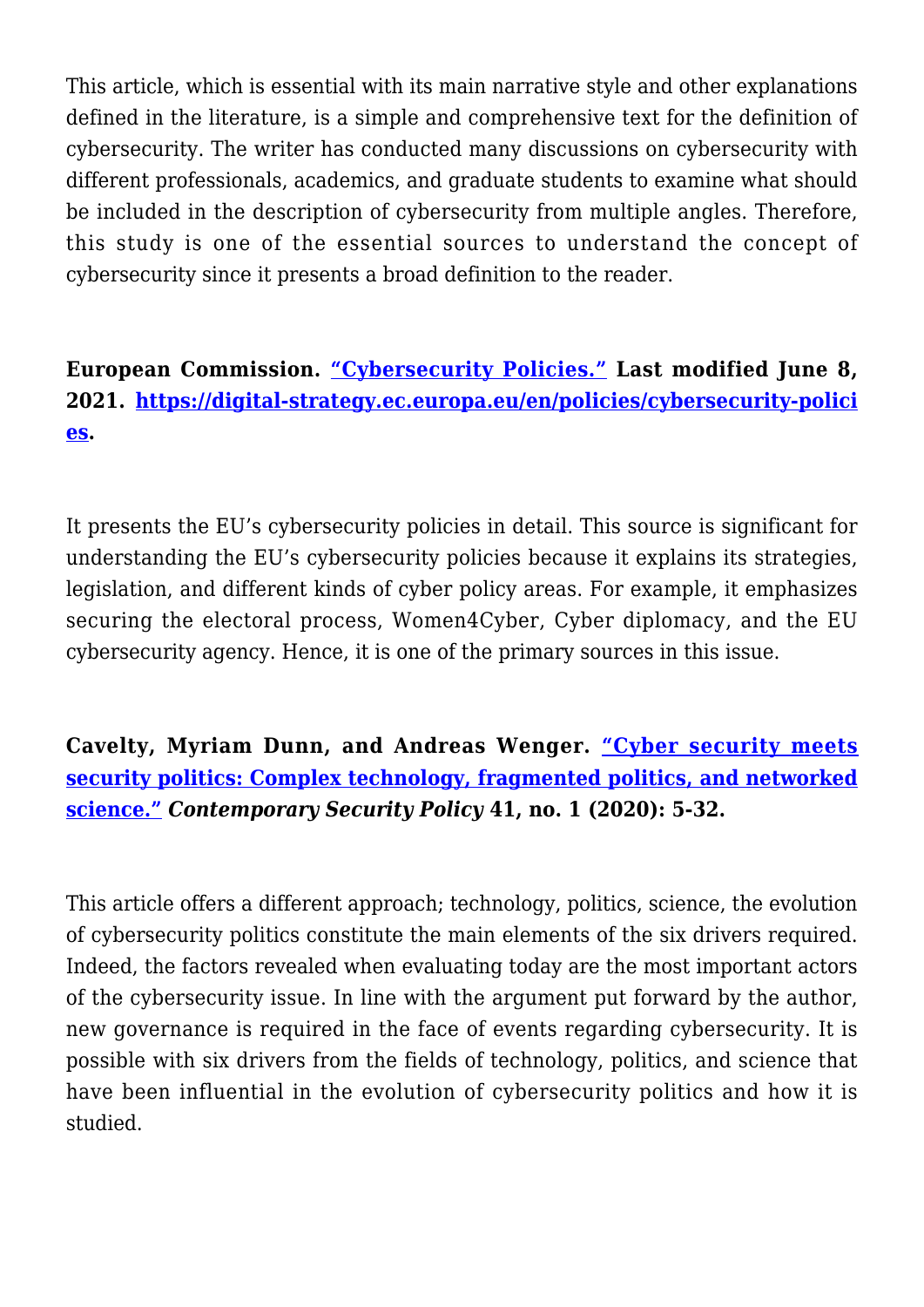This article, which is essential with its main narrative style and other explanations defined in the literature, is a simple and comprehensive text for the definition of cybersecurity. The writer has conducted many discussions on cybersecurity with different professionals, academics, and graduate students to examine what should be included in the description of cybersecurity from multiple angles. Therefore, this study is one of the essential sources to understand the concept of cybersecurity since it presents a broad definition to the reader.

**European Commission. [“Cybersecurity Policies.”](https://digital-strategy.ec.europa.eu/en/policies/cybersecurity-policies) Last modified June 8, 2021. [https://digital-strategy.ec.europa.eu/en/policies/cybersecurity-policies](https://digital-strategy.ec.europa.eu/en/policies/cybersecurity-policies).**

It presents the EU’s cybersecurity policies in detail. This source is significant for understanding the EU’s cybersecurity policies because it explains its strategies, legislation, and different kinds of cyber policy areas. For example, it emphasizes securing the electoral process, Women4Cyber, Cyber diplomacy, and the EU cybersecurity agency. Hence, it is one of the primary sources in this issue.

**Cavelty, Myriam Dunn, and Andreas Wenger. “Cyber security meets security politics: Complex technology, fragmented politics, and networked science.” *Contemporary Security Policy* 41, no. 1 (2020): 5-32.**

This article offers a different approach; technology, politics, science, the evolution of cybersecurity politics constitute the main elements of the six drivers required. Indeed, the factors revealed when evaluating today are the most important actors of the cybersecurity issue. In line with the argument put forward by the author, new governance is required in the face of events regarding cybersecurity. It is possible with six drivers from the fields of technology, politics, and science that have been influential in the evolution of cybersecurity politics and how it is studied.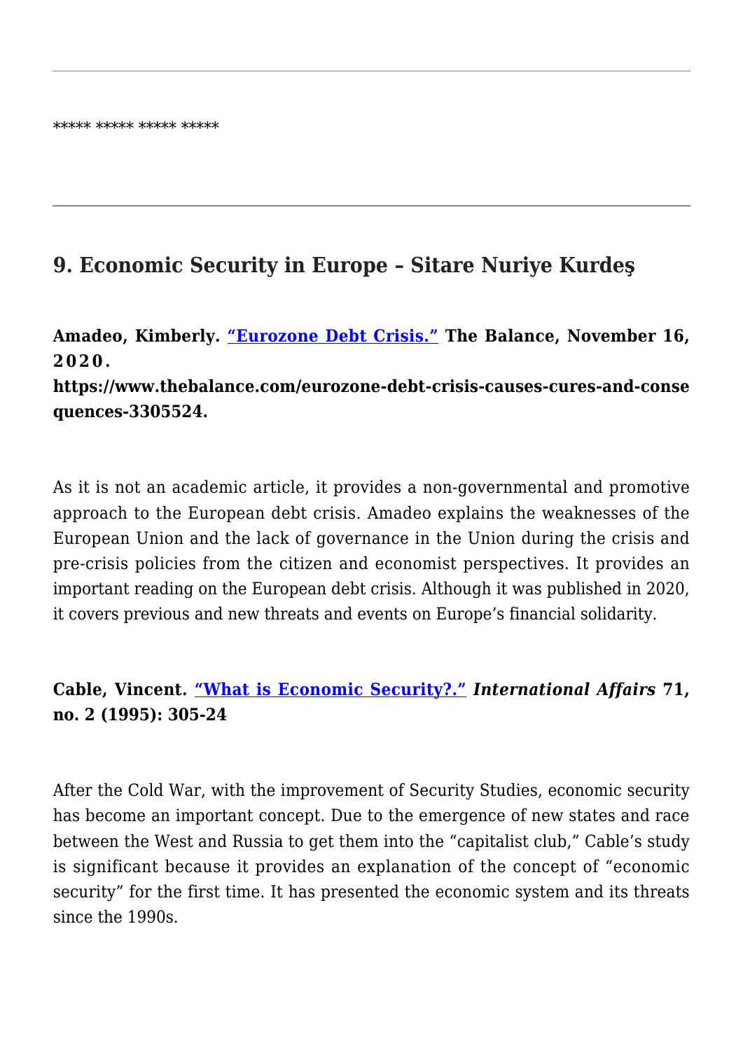---

***** ***** ***** *****

---

## 9. Economic Security in Europe – Sitare Nuriye Kurdeş

**Amadeo, Kimberly. "Eurozone Debt Crisis." The Balance, November 16, 2020. https://www.thebalance.com/eurozone-debt-crisis-causes-cures-and-consequences-3305524.**

As it is not an academic article, it provides a non-governmental and promotive approach to the European debt crisis. Amadeo explains the weaknesses of the European Union and the lack of governance in the Union during the crisis and pre-crisis policies from the citizen and economist perspectives. It provides an important reading on the European debt crisis. Although it was published in 2020, it covers previous and new threats and events on Europe's financial solidarity.

**Cable, Vincent. "What is Economic Security?." *International Affairs* 71, no. 2 (1995): 305-24**

After the Cold War, with the improvement of Security Studies, economic security has become an important concept. Due to the emergence of new states and race between the West and Russia to get them into the "capitalist club," Cable's study is significant because it provides an explanation of the concept of "economic security" for the first time. It has presented the economic system and its threats since the 1990s.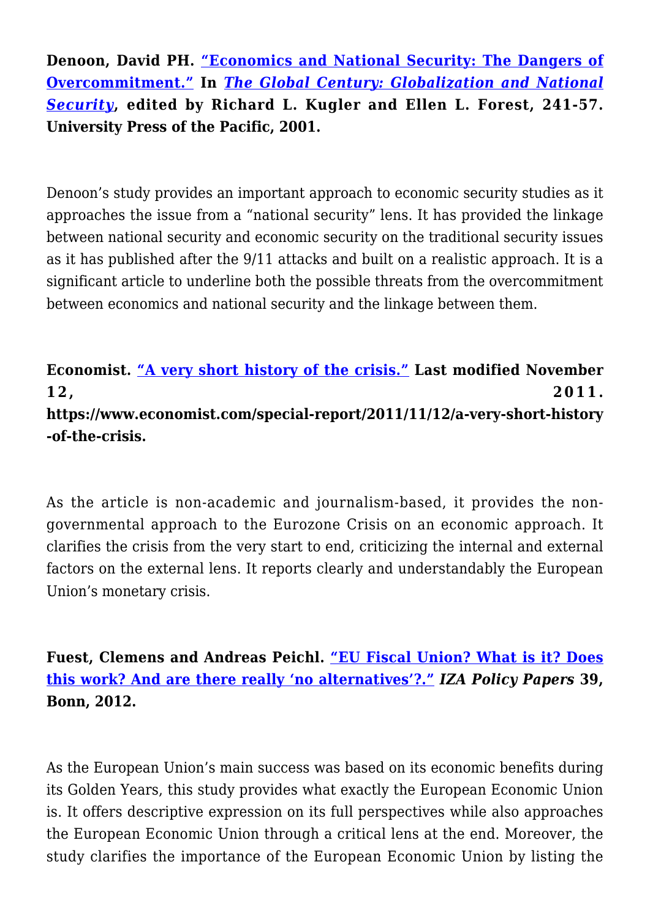**Denoon, David PH. “Economics and National Security: The Dangers of Overcommitment.” In *The Global Century: Globalization and National Security*, edited by Richard L. Kugler and Ellen L. Forest, 241-57. University Press of the Pacific, 2001.**

Denoon’s study provides an important approach to economic security studies as it approaches the issue from a “national security” lens. It has provided the linkage between national security and economic security on the traditional security issues as it has published after the 9/11 attacks and built on a realistic approach. It is a significant article to underline both the possible threats from the overcommitment between economics and national security and the linkage between them.

**Economist. “A very short history of the crisis.” Last modified November 12, 2011. https://www.economist.com/special-report/2011/11/12/a-very-short-history-of-the-crisis.**

As the article is non-academic and journalism-based, it provides the non-governmental approach to the Eurozone Crisis on an economic approach. It clarifies the crisis from the very start to end, criticizing the internal and external factors on the external lens. It reports clearly and understandably the European Union’s monetary crisis.

**Fuest, Clemens and Andreas Peichl. “EU Fiscal Union? What is it? Does this work? And are there really ‘no alternatives’?.” *IZA Policy Papers* 39, Bonn, 2012.**

As the European Union’s main success was based on its economic benefits during its Golden Years, this study provides what exactly the European Economic Union is. It offers descriptive expression on its full perspectives while also approaches the European Economic Union through a critical lens at the end. Moreover, the study clarifies the importance of the European Economic Union by listing the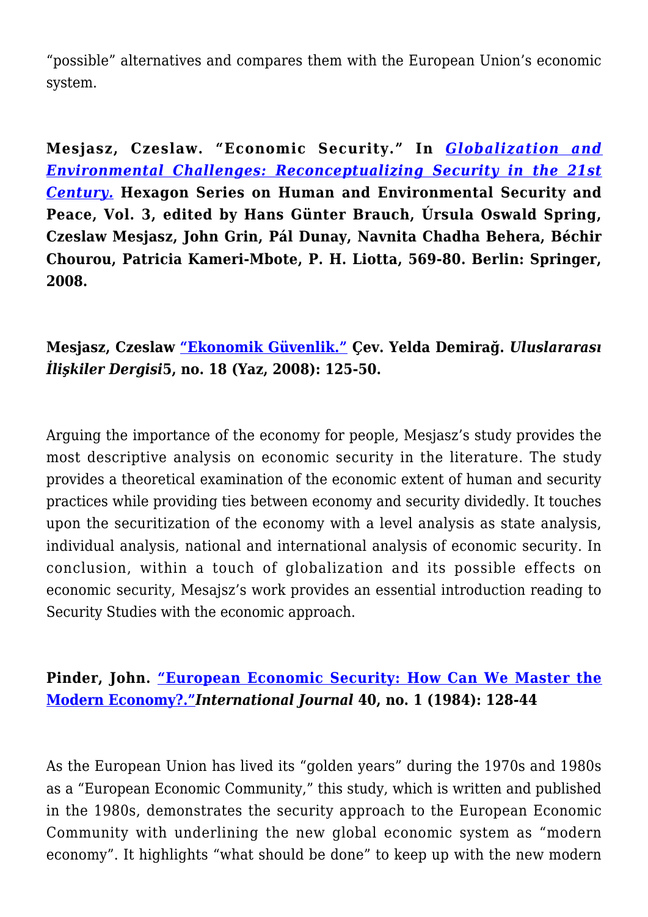"possible" alternatives and compares them with the European Union's economic system.

**Mesjasz, Czeslaw. "Economic Security." In *Globalization and Environmental Challenges: Reconceptualizing Security in the 21st Century.* Hexagon Series on Human and Environmental Security and Peace, Vol. 3, edited by Hans Günter Brauch, Úrsula Oswald Spring, Czeslaw Mesjasz, John Grin, Pál Dunay, Navnita Chadha Behera, Béchir Chourou, Patricia Kameri-Mbote, P. H. Liotta, 569-80. Berlin: Springer, 2008.**

**Mesjasz, Czeslaw "Ekonomik Güvenlik." Çev. Yelda Demirağ. *Uluslararası İlişkiler Dergisi*5, no. 18 (Yaz, 2008): 125-50.**

Arguing the importance of the economy for people, Mesjasz's study provides the most descriptive analysis on economic security in the literature. The study provides a theoretical examination of the economic extent of human and security practices while providing ties between economy and security dividedly. It touches upon the securitization of the economy with a level analysis as state analysis, individual analysis, national and international analysis of economic security. In conclusion, within a touch of globalization and its possible effects on economic security, Mesajsz's work provides an essential introduction reading to Security Studies with the economic approach.

**Pinder, John. "European Economic Security: How Can We Master the Modern Economy?."*International Journal* 40, no. 1 (1984): 128-44**

As the European Union has lived its "golden years" during the 1970s and 1980s as a "European Economic Community," this study, which is written and published in the 1980s, demonstrates the security approach to the European Economic Community with underlining the new global economic system as "modern economy". It highlights "what should be done" to keep up with the new modern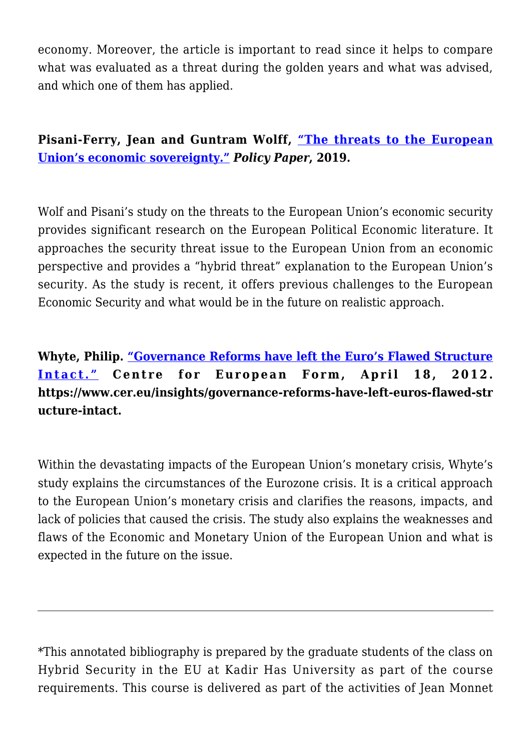economy. Moreover, the article is important to read since it helps to compare what was evaluated as a threat during the golden years and what was advised, and which one of them has applied.

**Pisani-Ferry, Jean and Guntram Wolff, "The threats to the European Union's economic sovereignty." *Policy Paper*, 2019.**

Wolf and Pisani's study on the threats to the European Union's economic security provides significant research on the European Political Economic literature. It approaches the security threat issue to the European Union from an economic perspective and provides a "hybrid threat" explanation to the European Union's security. As the study is recent, it offers previous challenges to the European Economic Security and what would be in the future on realistic approach.

**Whyte, Philip. "Governance Reforms have left the Euro's Flawed Structure Intact." Centre for European Form, April 18, 2012. https://www.cer.eu/insights/governance-reforms-have-left-euros-flawed-structure-intact.**

Within the devastating impacts of the European Union's monetary crisis, Whyte's study explains the circumstances of the Eurozone crisis. It is a critical approach to the European Union's monetary crisis and clarifies the reasons, impacts, and lack of policies that caused the crisis. The study also explains the weaknesses and flaws of the Economic and Monetary Union of the European Union and what is expected in the future on the issue.

---

*This annotated bibliography is prepared by the graduate students of the class on Hybrid Security in the EU at Kadir Has University as part of the course requirements. This course is delivered as part of the activities of Jean Monnet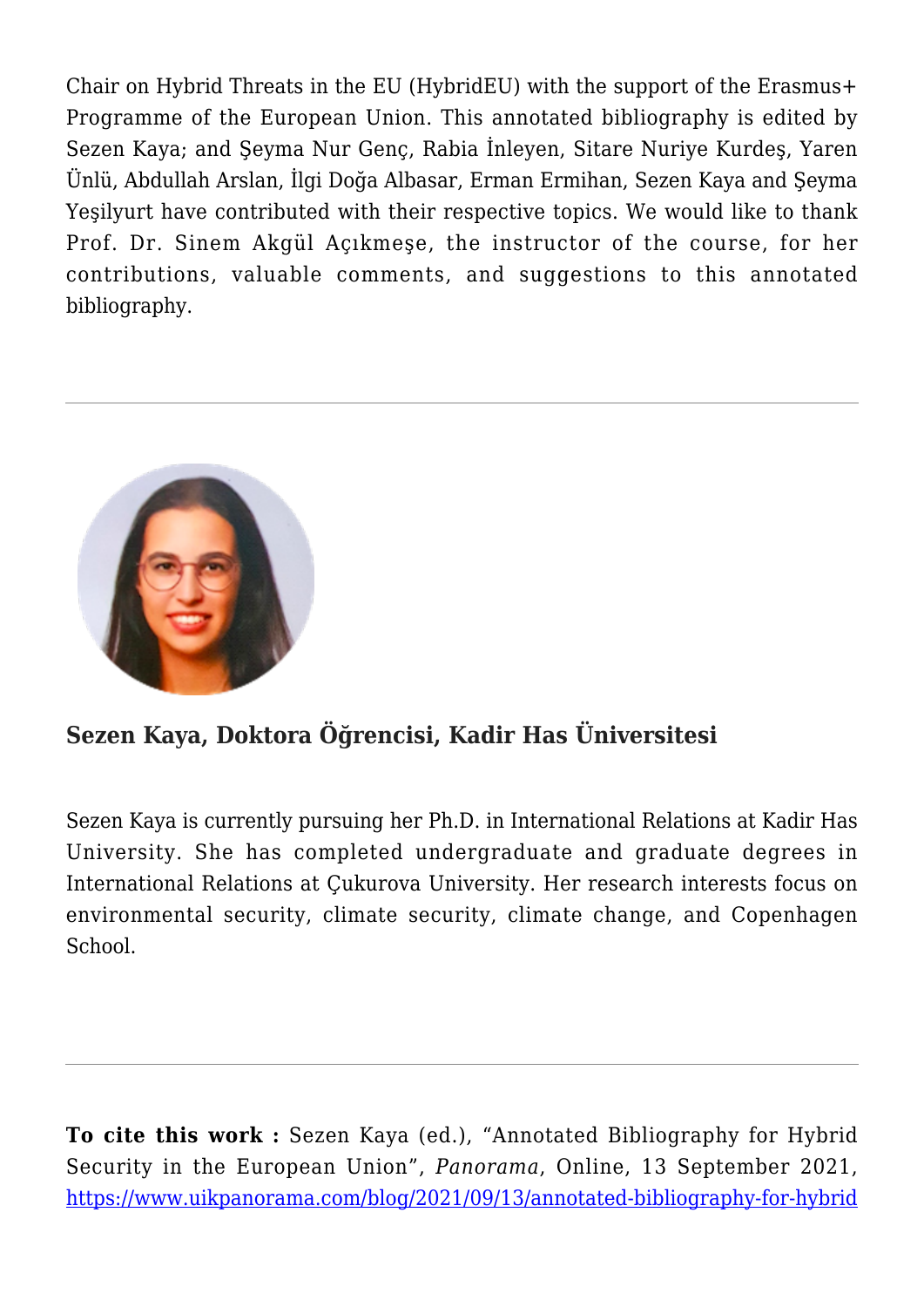Chair on Hybrid Threats in the EU (HybridEU) with the support of the Erasmus+ Programme of the European Union. This annotated bibliography is edited by Sezen Kaya; and Şeyma Nur Genç, Rabia İnleyen, Sitare Nuriye Kurdeş, Yaren Ünlü, Abdullah Arslan, İlgi Doğa Albasar, Erman Ermihan, Sezen Kaya and Şeyma Yeşilyurt have contributed with their respective topics. We would like to thank Prof. Dr. Sinem Akgül Açıkmeşe, the instructor of the course, for her contributions, valuable comments, and suggestions to this annotated bibliography.

---

**Sezen Kaya, Doktora Öğrencisi, Kadir Has Üniversitesi**

Sezen Kaya is currently pursuing her Ph.D. in International Relations at Kadir Has University. She has completed undergraduate and graduate degrees in International Relations at Çukurova University. Her research interests focus on environmental security, climate security, climate change, and Copenhagen School.

---

**To cite this work :** Sezen Kaya (ed.), "Annotated Bibliography for Hybrid Security in the European Union", *Panorama*, Online, 13 September 2021, https://www.uikpanorama.com/blog/2021/09/13/annotated-bibliography-for-hybrid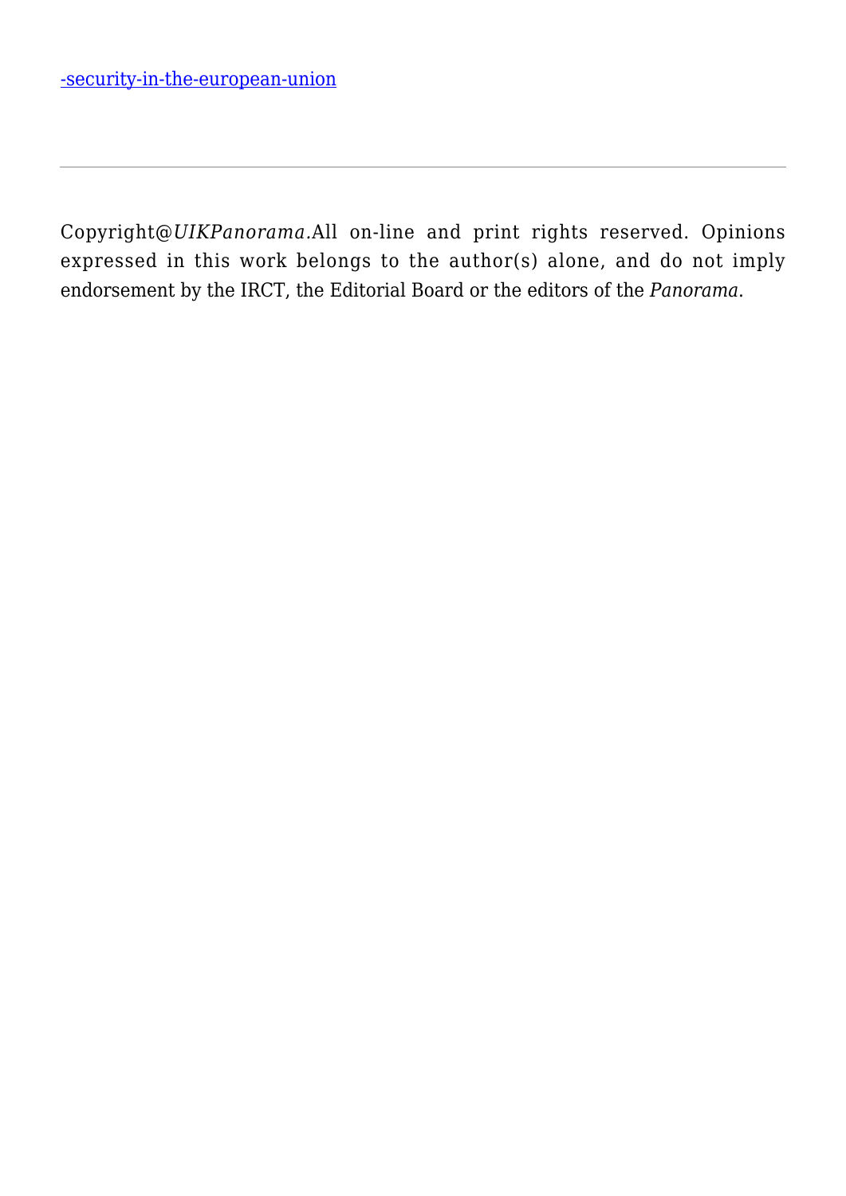-security-in-the-european-union

---

Copyright@*UIKPanorama*.All on-line and print rights reserved. Opinions expressed in this work belongs to the author(s) alone, and do not imply endorsement by the IRCT, the Editorial Board or the editors of the *Panorama*.